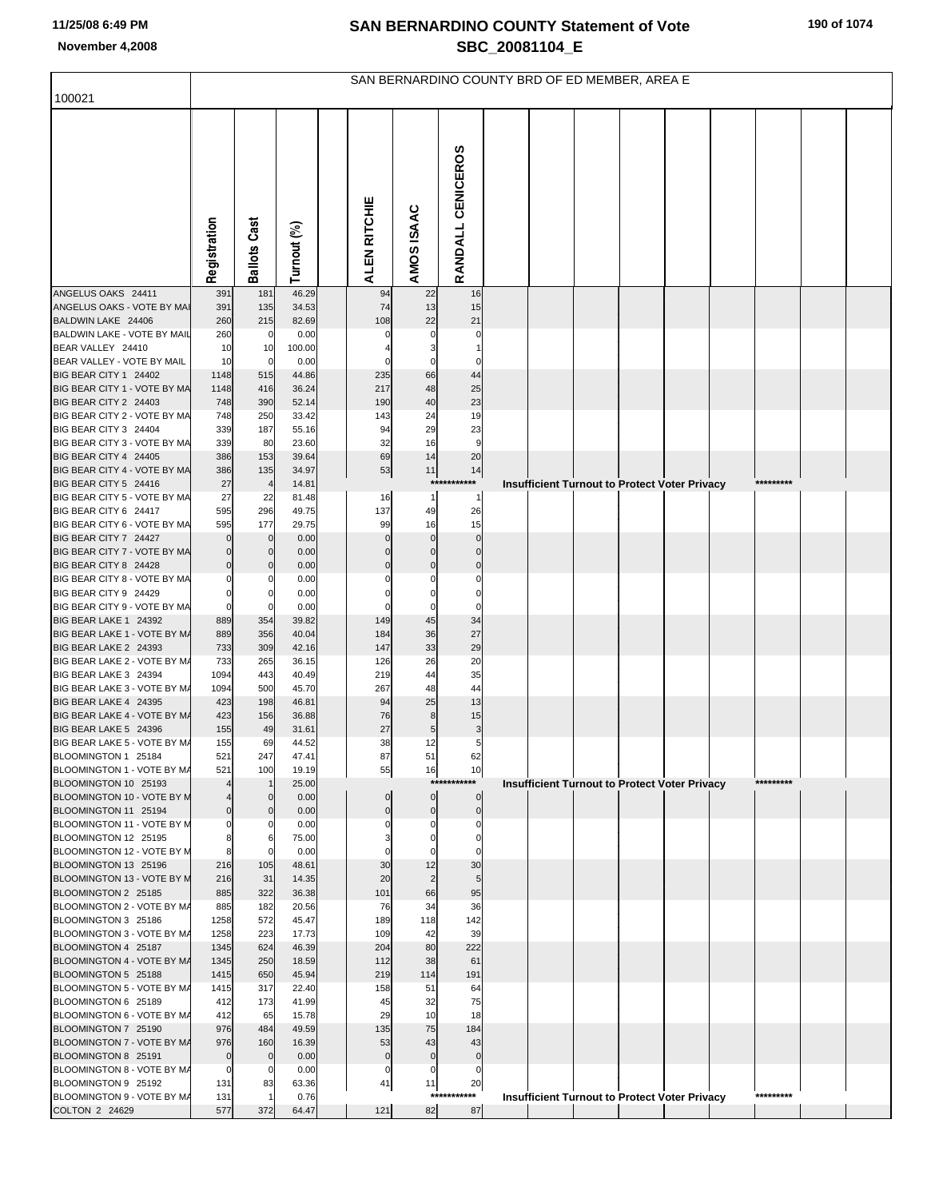# SAN BERNARDINO COUNTY Statement of Vote
## SBC_20081104_E

11/25/08 6:49 PM
November 4,2008

100021

SAN BERNARDINO COUNTY BRD OF ED MEMBER, AREA E

| | Registration | Ballots Cast | Turnout (%) | ALEN RITCHIE | AMOS ISAAC | RANDALL CENICEROS |
|---|---|---|---|---|---|---|
| ANGELUS OAKS 24411 | 391 | 181 | 46.29 | 94 | 22 | 16 |
| ANGELUS OAKS - VOTE BY MAI | 391 | 135 | 34.53 | 74 | 13 | 15 |
| BALDWIN LAKE 24406 | 260 | 215 | 82.69 | 108 | 22 | 21 |
| BALDWIN LAKE - VOTE BY MAIL | 260 | 0 | 0.00 | 0 | 0 | 0 |
| BEAR VALLEY 24410 | 10 | 10 | 100.00 | 4 | 3 | 1 |
| BEAR VALLEY - VOTE BY MAIL | 10 | 0 | 0.00 | 0 | 0 | 0 |
| BIG BEAR CITY 1 24402 | 1148 | 515 | 44.86 | 235 | 66 | 44 |
| BIG BEAR CITY 1 - VOTE BY MA | 1148 | 416 | 36.24 | 217 | 48 | 25 |
| BIG BEAR CITY 2 24403 | 748 | 390 | 52.14 | 190 | 40 | 23 |
| BIG BEAR CITY 2 - VOTE BY MA | 748 | 250 | 33.42 | 143 | 24 | 19 |
| BIG BEAR CITY 3 24404 | 339 | 187 | 55.16 | 94 | 29 | 23 |
| BIG BEAR CITY 3 - VOTE BY MA | 339 | 80 | 23.60 | 32 | 16 | 9 |
| BIG BEAR CITY 4 24405 | 386 | 153 | 39.64 | 69 | 14 | 20 |
| BIG BEAR CITY 4 - VOTE BY MA | 386 | 135 | 34.97 | 53 | 11 | 14 |
| BIG BEAR CITY 5 24416 | 27 | 4 | 14.81 | *********** Insufficient Turnout to Protect Voter Privacy ********* | | |
| BIG BEAR CITY 5 - VOTE BY MA | 27 | 22 | 81.48 | 16 | 1 | 1 |
| BIG BEAR CITY 6 24417 | 595 | 296 | 49.75 | 137 | 49 | 26 |
| BIG BEAR CITY 6 - VOTE BY MA | 595 | 177 | 29.75 | 99 | 16 | 15 |
| BIG BEAR CITY 7 24427 | 0 | 0 | 0.00 | 0 | 0 | 0 |
| BIG BEAR CITY 7 - VOTE BY MA | 0 | 0 | 0.00 | 0 | 0 | 0 |
| BIG BEAR CITY 8 24428 | 0 | 0 | 0.00 | 0 | 0 | 0 |
| BIG BEAR CITY 8 - VOTE BY MA | 0 | 0 | 0.00 | 0 | 0 | 0 |
| BIG BEAR CITY 9 24429 | 0 | 0 | 0.00 | 0 | 0 | 0 |
| BIG BEAR CITY 9 - VOTE BY MA | 0 | 0 | 0.00 | 0 | 0 | 0 |
| BIG BEAR LAKE 1 24392 | 889 | 354 | 39.82 | 149 | 45 | 34 |
| BIG BEAR LAKE 1 - VOTE BY MA | 889 | 356 | 40.04 | 184 | 36 | 27 |
| BIG BEAR LAKE 2 24393 | 733 | 309 | 42.16 | 147 | 33 | 29 |
| BIG BEAR LAKE 2 - VOTE BY MA | 733 | 265 | 36.15 | 126 | 26 | 20 |
| BIG BEAR LAKE 3 24394 | 1094 | 443 | 40.49 | 219 | 44 | 35 |
| BIG BEAR LAKE 3 - VOTE BY MA | 1094 | 500 | 45.70 | 267 | 48 | 44 |
| BIG BEAR LAKE 4 24395 | 423 | 198 | 46.81 | 94 | 25 | 13 |
| BIG BEAR LAKE 4 - VOTE BY MA | 423 | 156 | 36.88 | 76 | 8 | 15 |
| BIG BEAR LAKE 5 24396 | 155 | 49 | 31.61 | 27 | 5 | 3 |
| BIG BEAR LAKE 5 - VOTE BY MA | 155 | 69 | 44.52 | 38 | 12 | 5 |
| BLOOMINGTON 1 25184 | 521 | 247 | 47.41 | 87 | 51 | 62 |
| BLOOMINGTON 1 - VOTE BY MA | 521 | 100 | 19.19 | 55 | 16 | 10 |
| BLOOMINGTON 10 25193 | 4 | 1 | 25.00 | *********** Insufficient Turnout to Protect Voter Privacy ********* | | |
| BLOOMINGTON 10 - VOTE BY M | 4 | 0 | 0.00 | 0 | 0 | 0 |
| BLOOMINGTON 11 25194 | 0 | 0 | 0.00 | 0 | 0 | 0 |
| BLOOMINGTON 11 - VOTE BY M | 0 | 0 | 0.00 | 0 | 0 | 0 |
| BLOOMINGTON 12 25195 | 8 | 6 | 75.00 | 3 | 0 | 0 |
| BLOOMINGTON 12 - VOTE BY M | 8 | 0 | 0.00 | 0 | 0 | 0 |
| BLOOMINGTON 13 25196 | 216 | 105 | 48.61 | 30 | 12 | 30 |
| BLOOMINGTON 13 - VOTE BY M | 216 | 31 | 14.35 | 20 | 2 | 5 |
| BLOOMINGTON 2 25185 | 885 | 322 | 36.38 | 101 | 66 | 95 |
| BLOOMINGTON 2 - VOTE BY MA | 885 | 182 | 20.56 | 76 | 34 | 36 |
| BLOOMINGTON 3 25186 | 1258 | 572 | 45.47 | 189 | 118 | 142 |
| BLOOMINGTON 3 - VOTE BY MA | 1258 | 223 | 17.73 | 109 | 42 | 39 |
| BLOOMINGTON 4 25187 | 1345 | 624 | 46.39 | 204 | 80 | 222 |
| BLOOMINGTON 4 - VOTE BY MA | 1345 | 250 | 18.59 | 112 | 38 | 61 |
| BLOOMINGTON 5 25188 | 1415 | 650 | 45.94 | 219 | 114 | 191 |
| BLOOMINGTON 5 - VOTE BY MA | 1415 | 317 | 22.40 | 158 | 51 | 64 |
| BLOOMINGTON 6 25189 | 412 | 173 | 41.99 | 45 | 32 | 75 |
| BLOOMINGTON 6 - VOTE BY MA | 412 | 65 | 15.78 | 29 | 10 | 18 |
| BLOOMINGTON 7 25190 | 976 | 484 | 49.59 | 135 | 75 | 184 |
| BLOOMINGTON 7 - VOTE BY MA | 976 | 160 | 16.39 | 53 | 43 | 43 |
| BLOOMINGTON 8 25191 | 0 | 0 | 0.00 | 0 | 0 | 0 |
| BLOOMINGTON 8 - VOTE BY MA | 0 | 0 | 0.00 | 0 | 0 | 0 |
| BLOOMINGTON 9 25192 | 131 | 83 | 63.36 | 41 | 11 | 20 |
| BLOOMINGTON 9 - VOTE BY MA | 131 | 1 | 0.76 | *********** Insufficient Turnout to Protect Voter Privacy ********* | | |
| COLTON 2 24629 | 577 | 372 | 64.47 | 121 | 82 | 87 |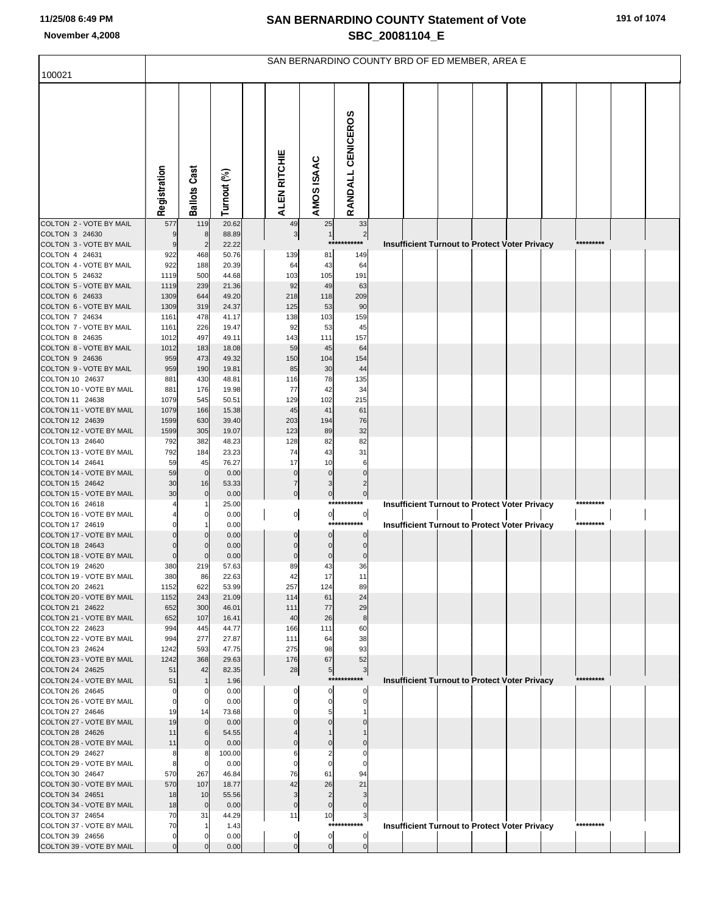# SAN BERNARDINO COUNTY Statement of Vote

## SBC_20081104_E

November 4,2008

SAN BERNARDINO COUNTY BRD OF ED MEMBER, AREA E

100021

| | Registration | Ballots Cast | Turnout (%) | ALEN RITCHIE | AMOS ISAAC | RANDALL CENICEROS | |
|---|---|---|---|---|---|---|---|
| COLTON 2 - VOTE BY MAIL | 577 | 119 | 20.62 | 49 | 25 | 33 | |
| COLTON 3 24630 | 9 | 8 | 88.89 | 3 | 1 | 2 | |
| COLTON 3 - VOTE BY MAIL | 9 | 2 | 22.22 | | | *********** | Insufficient Turnout to Protect Voter Privacy ********* |
| COLTON 4 24631 | 922 | 468 | 50.76 | 139 | 81 | 149 | |
| COLTON 4 - VOTE BY MAIL | 922 | 188 | 20.39 | 64 | 43 | 64 | |
| COLTON 5 24632 | 1119 | 500 | 44.68 | 103 | 105 | 191 | |
| COLTON 5 - VOTE BY MAIL | 1119 | 239 | 21.36 | 92 | 49 | 63 | |
| COLTON 6 24633 | 1309 | 644 | 49.20 | 218 | 118 | 209 | |
| COLTON 6 - VOTE BY MAIL | 1309 | 319 | 24.37 | 125 | 53 | 90 | |
| COLTON 7 24634 | 1161 | 478 | 41.17 | 138 | 103 | 159 | |
| COLTON 7 - VOTE BY MAIL | 1161 | 226 | 19.47 | 92 | 53 | 45 | |
| COLTON 8 24635 | 1012 | 497 | 49.11 | 143 | 111 | 157 | |
| COLTON 8 - VOTE BY MAIL | 1012 | 183 | 18.08 | 59 | 45 | 64 | |
| COLTON 9 24636 | 959 | 473 | 49.32 | 150 | 104 | 154 | |
| COLTON 9 - VOTE BY MAIL | 959 | 190 | 19.81 | 85 | 30 | 44 | |
| COLTON 10 24637 | 881 | 430 | 48.81 | 116 | 78 | 135 | |
| COLTON 10 - VOTE BY MAIL | 881 | 176 | 19.98 | 77 | 42 | 34 | |
| COLTON 11 24638 | 1079 | 545 | 50.51 | 129 | 102 | 215 | |
| COLTON 11 - VOTE BY MAIL | 1079 | 166 | 15.38 | 45 | 41 | 61 | |
| COLTON 12 24639 | 1599 | 630 | 39.40 | 203 | 194 | 76 | |
| COLTON 12 - VOTE BY MAIL | 1599 | 305 | 19.07 | 123 | 89 | 32 | |
| COLTON 13 24640 | 792 | 382 | 48.23 | 128 | 82 | 82 | |
| COLTON 13 - VOTE BY MAIL | 792 | 184 | 23.23 | 74 | 43 | 31 | |
| COLTON 14 24641 | 59 | 45 | 76.27 | 17 | 10 | 6 | |
| COLTON 14 - VOTE BY MAIL | 59 | 0 | 0.00 | 0 | 0 | 0 | |
| COLTON 15 24642 | 30 | 16 | 53.33 | 7 | 3 | 2 | |
| COLTON 15 - VOTE BY MAIL | 30 | 0 | 0.00 | 0 | 0 | 0 | |
| COLTON 16 24618 | 4 | 1 | 25.00 | | | *********** | Insufficient Turnout to Protect Voter Privacy ********* |
| COLTON 16 - VOTE BY MAIL | 4 | 0 | 0.00 | 0 | 0 | 0 | |
| COLTON 17 24619 | 0 | 1 | 0.00 | | | *********** | Insufficient Turnout to Protect Voter Privacy ********* |
| COLTON 17 - VOTE BY MAIL | 0 | 0 | 0.00 | 0 | 0 | 0 | |
| COLTON 18 24643 | 0 | 0 | 0.00 | 0 | 0 | 0 | |
| COLTON 18 - VOTE BY MAIL | 0 | 0 | 0.00 | 0 | 0 | 0 | |
| COLTON 19 24620 | 380 | 219 | 57.63 | 89 | 43 | 36 | |
| COLTON 19 - VOTE BY MAIL | 380 | 86 | 22.63 | 42 | 17 | 11 | |
| COLTON 20 24621 | 1152 | 622 | 53.99 | 257 | 124 | 89 | |
| COLTON 20 - VOTE BY MAIL | 1152 | 243 | 21.09 | 114 | 61 | 24 | |
| COLTON 21 24622 | 652 | 300 | 46.01 | 111 | 77 | 29 | |
| COLTON 21 - VOTE BY MAIL | 652 | 107 | 16.41 | 40 | 26 | 8 | |
| COLTON 22 24623 | 994 | 445 | 44.77 | 166 | 111 | 60 | |
| COLTON 22 - VOTE BY MAIL | 994 | 277 | 27.87 | 111 | 64 | 38 | |
| COLTON 23 24624 | 1242 | 593 | 47.75 | 275 | 98 | 93 | |
| COLTON 23 - VOTE BY MAIL | 1242 | 368 | 29.63 | 176 | 67 | 52 | |
| COLTON 24 24625 | 51 | 42 | 82.35 | 28 | 5 | 3 | |
| COLTON 24 - VOTE BY MAIL | 51 | 1 | 1.96 | | | *********** | Insufficient Turnout to Protect Voter Privacy ********* |
| COLTON 26 24645 | 0 | 0 | 0.00 | 0 | 0 | 0 | |
| COLTON 26 - VOTE BY MAIL | 0 | 0 | 0.00 | 0 | 0 | 0 | |
| COLTON 27 24646 | 19 | 14 | 73.68 | 0 | 5 | 1 | |
| COLTON 27 - VOTE BY MAIL | 19 | 0 | 0.00 | 0 | 0 | 0 | |
| COLTON 28 24626 | 11 | 6 | 54.55 | 4 | 1 | 1 | |
| COLTON 28 - VOTE BY MAIL | 11 | 0 | 0.00 | 0 | 0 | 0 | |
| COLTON 29 24627 | 8 | 8 | 100.00 | 6 | 2 | 0 | |
| COLTON 29 - VOTE BY MAIL | 8 | 0 | 0.00 | 0 | 0 | 0 | |
| COLTON 30 24647 | 570 | 267 | 46.84 | 76 | 61 | 94 | |
| COLTON 30 - VOTE BY MAIL | 570 | 107 | 18.77 | 42 | 26 | 21 | |
| COLTON 34 24651 | 18 | 10 | 55.56 | 3 | 2 | 3 | |
| COLTON 34 - VOTE BY MAIL | 18 | 0 | 0.00 | 0 | 0 | 0 | |
| COLTON 37 24654 | 70 | 31 | 44.29 | 11 | 10 | 3 | |
| COLTON 37 - VOTE BY MAIL | 70 | 1 | 1.43 | | | *********** | Insufficient Turnout to Protect Voter Privacy ********* |
| COLTON 39 24656 | 0 | 0 | 0.00 | 0 | 0 | 0 | |
| COLTON 39 - VOTE BY MAIL | 0 | 0 | 0.00 | 0 | 0 | 0 | |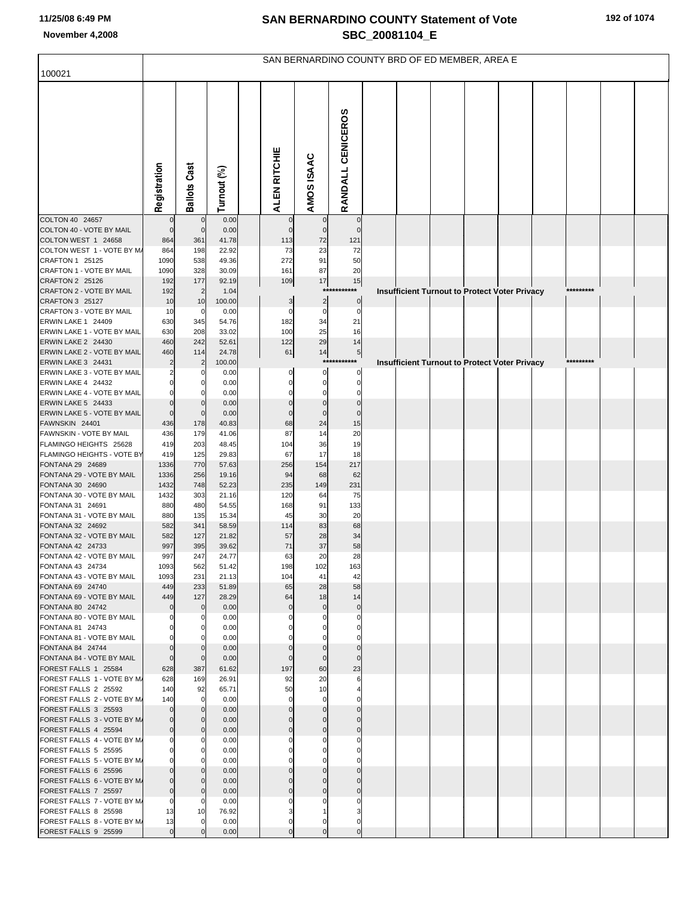# SAN BERNARDINO COUNTY Statement of Vote
## SBC_20081104_E

November 4,2008

SAN BERNARDINO COUNTY BRD OF ED MEMBER, AREA E

100021

| | Registration | Ballots Cast | Turnout (%) | ALEN RITCHIE | AMOS ISAAC | RANDALL CENICEROS |
|---|---|---|---|---|---|---|
| COLTON 40 24657 | 0 | 0 | 0.00 | 0 | 0 | 0 |
| COLTON 40 - VOTE BY MAIL | 0 | 0 | 0.00 | 0 | 0 | 0 |
| COLTON WEST 1 24658 | 864 | 361 | 41.78 | 113 | 72 | 121 |
| COLTON WEST 1 - VOTE BY MA | 864 | 198 | 22.92 | 73 | 23 | 72 |
| CRAFTON 1 25125 | 1090 | 538 | 49.36 | 272 | 91 | 50 |
| CRAFTON 1 - VOTE BY MAIL | 1090 | 328 | 30.09 | 161 | 87 | 20 |
| CRAFTON 2 25126 | 192 | 177 | 92.19 | 109 | 17 | 15 |
| CRAFTON 2 - VOTE BY MAIL | 192 | 2 | 1.04 | *********** Insufficient Turnout to Protect Voter Privacy ********* | | |
| CRAFTON 3 25127 | 10 | 10 | 100.00 | 3 | 2 | 0 |
| CRAFTON 3 - VOTE BY MAIL | 10 | 0 | 0.00 | 0 | 0 | 0 |
| ERWIN LAKE 1 24409 | 630 | 345 | 54.76 | 182 | 34 | 21 |
| ERWIN LAKE 1 - VOTE BY MAIL | 630 | 208 | 33.02 | 100 | 25 | 16 |
| ERWIN LAKE 2 24430 | 460 | 242 | 52.61 | 122 | 29 | 14 |
| ERWIN LAKE 2 - VOTE BY MAIL | 460 | 114 | 24.78 | 61 | 14 | 5 |
| ERWIN LAKE 3 24431 | 2 | 2 | 100.00 | *********** Insufficient Turnout to Protect Voter Privacy ********* | | |
| ERWIN LAKE 3 - VOTE BY MAIL | 2 | 0 | 0.00 | 0 | 0 | 0 |
| ERWIN LAKE 4 24432 | 0 | 0 | 0.00 | 0 | 0 | 0 |
| ERWIN LAKE 4 - VOTE BY MAIL | 0 | 0 | 0.00 | 0 | 0 | 0 |
| ERWIN LAKE 5 24433 | 0 | 0 | 0.00 | 0 | 0 | 0 |
| ERWIN LAKE 5 - VOTE BY MAIL | 0 | 0 | 0.00 | 0 | 0 | 0 |
| FAWNSKIN 24401 | 436 | 178 | 40.83 | 68 | 24 | 15 |
| FAWNSKIN - VOTE BY MAIL | 436 | 179 | 41.06 | 87 | 14 | 20 |
| FLAMINGO HEIGHTS 25628 | 419 | 203 | 48.45 | 104 | 36 | 19 |
| FLAMINGO HEIGHTS - VOTE BY | 419 | 125 | 29.83 | 67 | 17 | 18 |
| FONTANA 29 24689 | 1336 | 770 | 57.63 | 256 | 154 | 217 |
| FONTANA 29 - VOTE BY MAIL | 1336 | 256 | 19.16 | 94 | 68 | 62 |
| FONTANA 30 24690 | 1432 | 748 | 52.23 | 235 | 149 | 231 |
| FONTANA 30 - VOTE BY MAIL | 1432 | 303 | 21.16 | 120 | 64 | 75 |
| FONTANA 31 24691 | 880 | 480 | 54.55 | 168 | 91 | 133 |
| FONTANA 31 - VOTE BY MAIL | 880 | 135 | 15.34 | 45 | 30 | 20 |
| FONTANA 32 24692 | 582 | 341 | 58.59 | 114 | 83 | 68 |
| FONTANA 32 - VOTE BY MAIL | 582 | 127 | 21.82 | 57 | 28 | 34 |
| FONTANA 42 24733 | 997 | 395 | 39.62 | 71 | 37 | 58 |
| FONTANA 42 - VOTE BY MAIL | 997 | 247 | 24.77 | 63 | 20 | 28 |
| FONTANA 43 24734 | 1093 | 562 | 51.42 | 198 | 102 | 163 |
| FONTANA 43 - VOTE BY MAIL | 1093 | 231 | 21.13 | 104 | 41 | 42 |
| FONTANA 69 24740 | 449 | 233 | 51.89 | 65 | 28 | 58 |
| FONTANA 69 - VOTE BY MAIL | 449 | 127 | 28.29 | 64 | 18 | 14 |
| FONTANA 80 24742 | 0 | 0 | 0.00 | 0 | 0 | 0 |
| FONTANA 80 - VOTE BY MAIL | 0 | 0 | 0.00 | 0 | 0 | 0 |
| FONTANA 81 24743 | 0 | 0 | 0.00 | 0 | 0 | 0 |
| FONTANA 81 - VOTE BY MAIL | 0 | 0 | 0.00 | 0 | 0 | 0 |
| FONTANA 84 24744 | 0 | 0 | 0.00 | 0 | 0 | 0 |
| FONTANA 84 - VOTE BY MAIL | 0 | 0 | 0.00 | 0 | 0 | 0 |
| FOREST FALLS 1 25584 | 628 | 387 | 61.62 | 197 | 60 | 23 |
| FOREST FALLS 1 - VOTE BY MA | 628 | 169 | 26.91 | 92 | 20 | 6 |
| FOREST FALLS 2 25592 | 140 | 92 | 65.71 | 50 | 10 | 4 |
| FOREST FALLS 2 - VOTE BY MA | 140 | 0 | 0.00 | 0 | 0 | 0 |
| FOREST FALLS 3 25593 | 0 | 0 | 0.00 | 0 | 0 | 0 |
| FOREST FALLS 3 - VOTE BY MA | 0 | 0 | 0.00 | 0 | 0 | 0 |
| FOREST FALLS 4 25594 | 0 | 0 | 0.00 | 0 | 0 | 0 |
| FOREST FALLS 4 - VOTE BY MA | 0 | 0 | 0.00 | 0 | 0 | 0 |
| FOREST FALLS 5 25595 | 0 | 0 | 0.00 | 0 | 0 | 0 |
| FOREST FALLS 5 - VOTE BY MA | 0 | 0 | 0.00 | 0 | 0 | 0 |
| FOREST FALLS 6 25596 | 0 | 0 | 0.00 | 0 | 0 | 0 |
| FOREST FALLS 6 - VOTE BY MA | 0 | 0 | 0.00 | 0 | 0 | 0 |
| FOREST FALLS 7 25597 | 0 | 0 | 0.00 | 0 | 0 | 0 |
| FOREST FALLS 7 - VOTE BY MA | 0 | 0 | 0.00 | 0 | 0 | 0 |
| FOREST FALLS 8 25598 | 13 | 10 | 76.92 | 3 | 1 | 3 |
| FOREST FALLS 8 - VOTE BY MA | 13 | 0 | 0.00 | 0 | 0 | 0 |
| FOREST FALLS 9 25599 | 0 | 0 | 0.00 | 0 | 0 | 0 |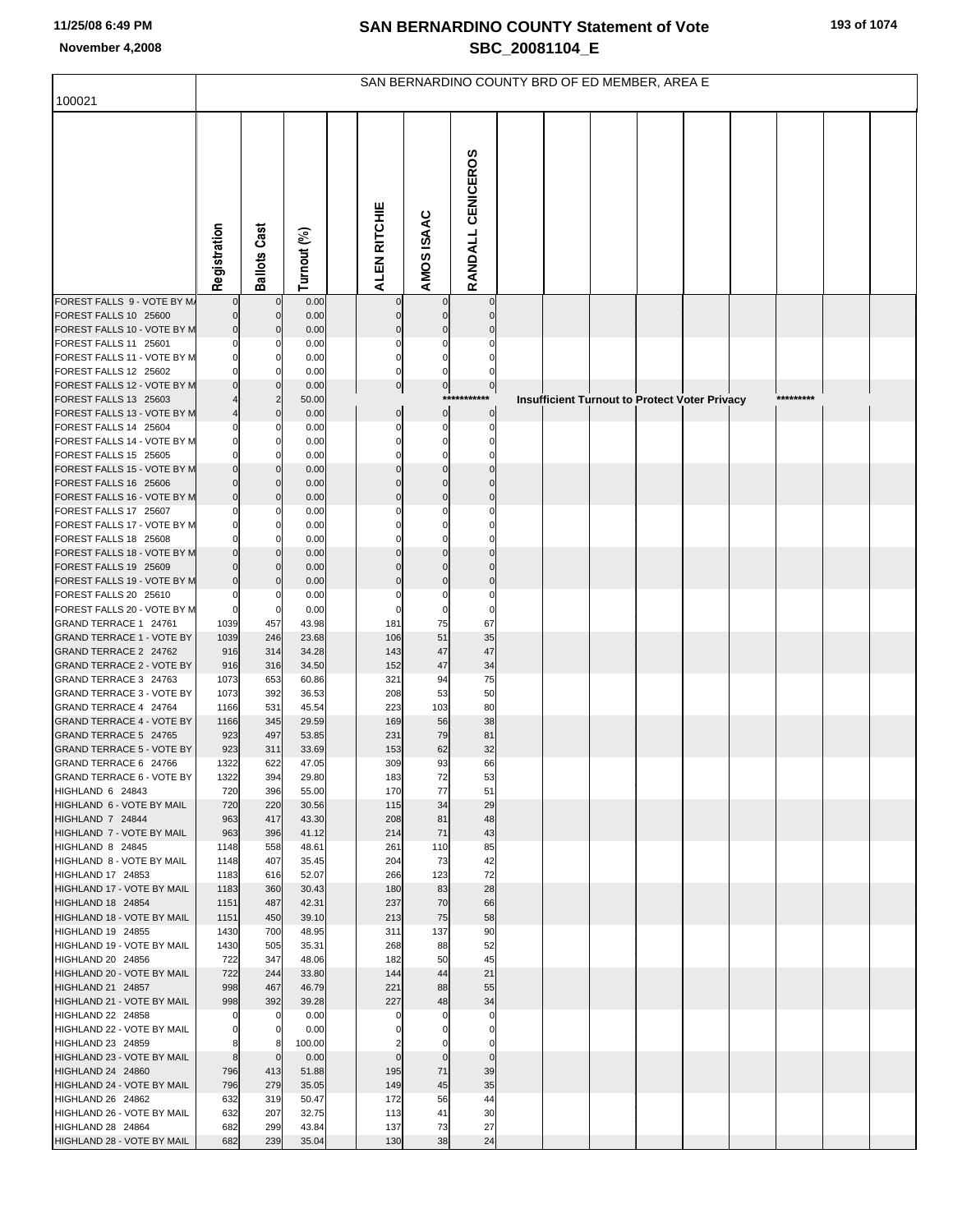# SAN BERNARDINO COUNTY Statement of Vote
## SBC_20081104_E

November 4,2008

SAN BERNARDINO COUNTY BRD OF ED MEMBER, AREA E

100021

| | Registration | Ballots Cast | Turnout (%) | | ALEN RITCHIE | AMOS ISAAC | RANDALL CENICEROS |
|---|---|---|---|---|---|---|---|
| FOREST FALLS 9 - VOTE BY MA | 0 | 0 | 0.00 | | 0 | 0 | 0 |
| FOREST FALLS 10 25600 | 0 | 0 | 0.00 | | 0 | 0 | 0 |
| FOREST FALLS 10 - VOTE BY M | 0 | 0 | 0.00 | | 0 | 0 | 0 |
| FOREST FALLS 11 25601 | 0 | 0 | 0.00 | | 0 | 0 | 0 |
| FOREST FALLS 11 - VOTE BY M | 0 | 0 | 0.00 | | 0 | 0 | 0 |
| FOREST FALLS 12 25602 | 0 | 0 | 0.00 | | 0 | 0 | 0 |
| FOREST FALLS 12 - VOTE BY M | 0 | 0 | 0.00 | | 0 | 0 | 0 |
| FOREST FALLS 13 25603 | 4 | 2 | 50.00 | | | | *********** Insufficient Turnout to Protect Voter Privacy ********* |
| FOREST FALLS 13 - VOTE BY M | 4 | 0 | 0.00 | | 0 | 0 | 0 |
| FOREST FALLS 14 25604 | 0 | 0 | 0.00 | | 0 | 0 | 0 |
| FOREST FALLS 14 - VOTE BY M | 0 | 0 | 0.00 | | 0 | 0 | 0 |
| FOREST FALLS 15 25605 | 0 | 0 | 0.00 | | 0 | 0 | 0 |
| FOREST FALLS 15 - VOTE BY M | 0 | 0 | 0.00 | | 0 | 0 | 0 |
| FOREST FALLS 16 25606 | 0 | 0 | 0.00 | | 0 | 0 | 0 |
| FOREST FALLS 16 - VOTE BY M | 0 | 0 | 0.00 | | 0 | 0 | 0 |
| FOREST FALLS 17 25607 | 0 | 0 | 0.00 | | 0 | 0 | 0 |
| FOREST FALLS 17 - VOTE BY M | 0 | 0 | 0.00 | | 0 | 0 | 0 |
| FOREST FALLS 18 25608 | 0 | 0 | 0.00 | | 0 | 0 | 0 |
| FOREST FALLS 18 - VOTE BY M | 0 | 0 | 0.00 | | 0 | 0 | 0 |
| FOREST FALLS 19 25609 | 0 | 0 | 0.00 | | 0 | 0 | 0 |
| FOREST FALLS 19 - VOTE BY M | 0 | 0 | 0.00 | | 0 | 0 | 0 |
| FOREST FALLS 20 25610 | 0 | 0 | 0.00 | | 0 | 0 | 0 |
| FOREST FALLS 20 - VOTE BY M | 0 | 0 | 0.00 | | 0 | 0 | 0 |
| GRAND TERRACE 1 24761 | 1039 | 457 | 43.98 | | 181 | 75 | 67 |
| GRAND TERRACE 1 - VOTE BY | 1039 | 246 | 23.68 | | 106 | 51 | 35 |
| GRAND TERRACE 2 24762 | 916 | 314 | 34.28 | | 143 | 47 | 47 |
| GRAND TERRACE 2 - VOTE BY | 916 | 316 | 34.50 | | 152 | 47 | 34 |
| GRAND TERRACE 3 24763 | 1073 | 653 | 60.86 | | 321 | 94 | 75 |
| GRAND TERRACE 3 - VOTE BY | 1073 | 392 | 36.53 | | 208 | 53 | 50 |
| GRAND TERRACE 4 24764 | 1166 | 531 | 45.54 | | 223 | 103 | 80 |
| GRAND TERRACE 4 - VOTE BY | 1166 | 345 | 29.59 | | 169 | 56 | 38 |
| GRAND TERRACE 5 24765 | 923 | 497 | 53.85 | | 231 | 79 | 81 |
| GRAND TERRACE 5 - VOTE BY | 923 | 311 | 33.69 | | 153 | 62 | 32 |
| GRAND TERRACE 6 24766 | 1322 | 622 | 47.05 | | 309 | 93 | 66 |
| GRAND TERRACE 6 - VOTE BY | 1322 | 394 | 29.80 | | 183 | 72 | 53 |
| HIGHLAND 6 24843 | 720 | 396 | 55.00 | | 170 | 77 | 51 |
| HIGHLAND 6 - VOTE BY MAIL | 720 | 220 | 30.56 | | 115 | 34 | 29 |
| HIGHLAND 7 24844 | 963 | 417 | 43.30 | | 208 | 81 | 48 |
| HIGHLAND 7 - VOTE BY MAIL | 963 | 396 | 41.12 | | 214 | 71 | 43 |
| HIGHLAND 8 24845 | 1148 | 558 | 48.61 | | 261 | 110 | 85 |
| HIGHLAND 8 - VOTE BY MAIL | 1148 | 407 | 35.45 | | 204 | 73 | 42 |
| HIGHLAND 17 24853 | 1183 | 616 | 52.07 | | 266 | 123 | 72 |
| HIGHLAND 17 - VOTE BY MAIL | 1183 | 360 | 30.43 | | 180 | 83 | 28 |
| HIGHLAND 18 24854 | 1151 | 487 | 42.31 | | 237 | 70 | 66 |
| HIGHLAND 18 - VOTE BY MAIL | 1151 | 450 | 39.10 | | 213 | 75 | 58 |
| HIGHLAND 19 24855 | 1430 | 700 | 48.95 | | 311 | 137 | 90 |
| HIGHLAND 19 - VOTE BY MAIL | 1430 | 505 | 35.31 | | 268 | 88 | 52 |
| HIGHLAND 20 24856 | 722 | 347 | 48.06 | | 182 | 50 | 45 |
| HIGHLAND 20 - VOTE BY MAIL | 722 | 244 | 33.80 | | 144 | 44 | 21 |
| HIGHLAND 21 24857 | 998 | 467 | 46.79 | | 221 | 88 | 55 |
| HIGHLAND 21 - VOTE BY MAIL | 998 | 392 | 39.28 | | 227 | 48 | 34 |
| HIGHLAND 22 24858 | 0 | 0 | 0.00 | | 0 | 0 | 0 |
| HIGHLAND 22 - VOTE BY MAIL | 0 | 0 | 0.00 | | 0 | 0 | 0 |
| HIGHLAND 23 24859 | 8 | 8 | 100.00 | | 2 | 0 | 0 |
| HIGHLAND 23 - VOTE BY MAIL | 8 | 0 | 0.00 | | 0 | 0 | 0 |
| HIGHLAND 24 24860 | 796 | 413 | 51.88 | | 195 | 71 | 39 |
| HIGHLAND 24 - VOTE BY MAIL | 796 | 279 | 35.05 | | 149 | 45 | 35 |
| HIGHLAND 26 24862 | 632 | 319 | 50.47 | | 172 | 56 | 44 |
| HIGHLAND 26 - VOTE BY MAIL | 632 | 207 | 32.75 | | 113 | 41 | 30 |
| HIGHLAND 28 24864 | 682 | 299 | 43.84 | | 137 | 73 | 27 |
| HIGHLAND 28 - VOTE BY MAIL | 682 | 239 | 35.04 | | 130 | 38 | 24 |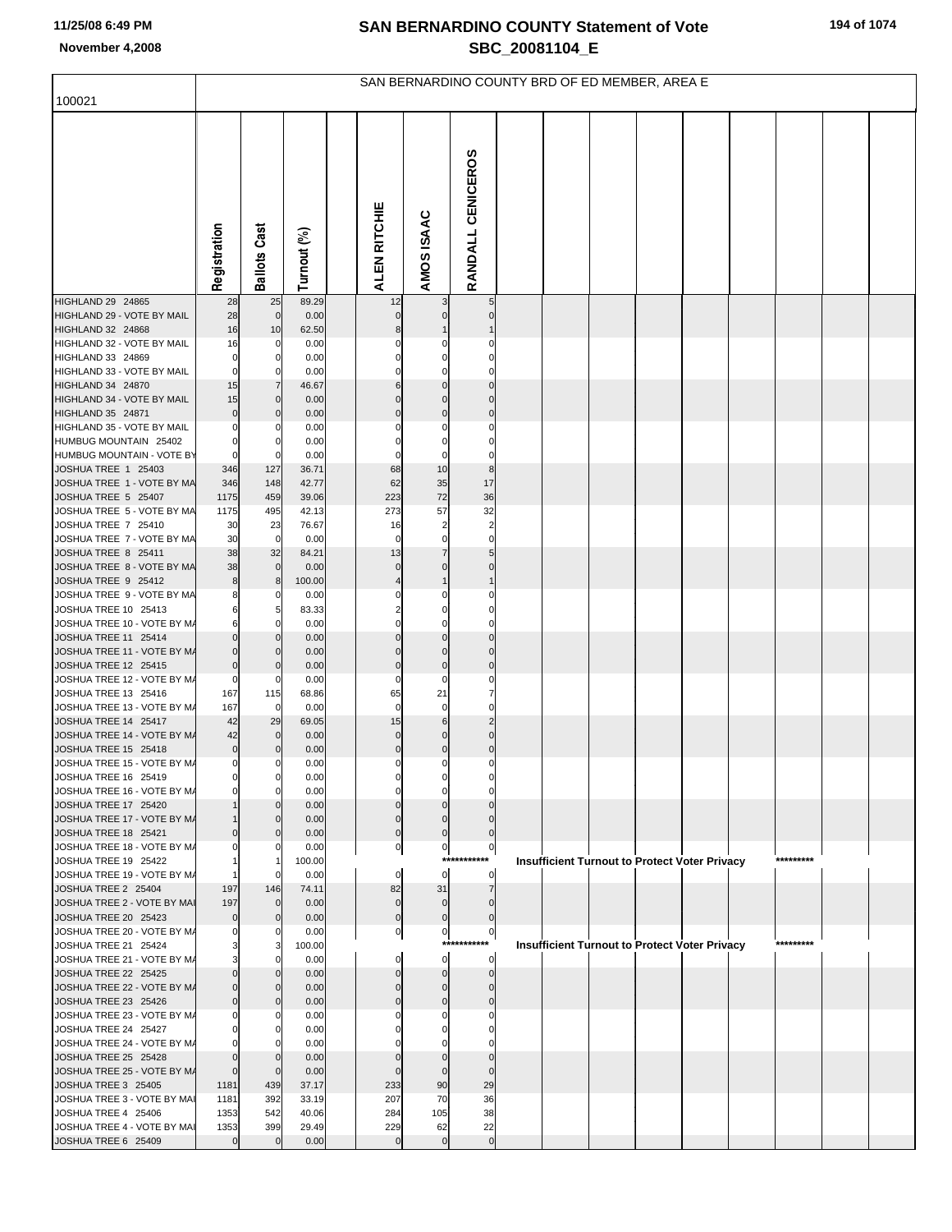# SAN BERNARDINO COUNTY Statement of Vote

## SBC_20081104_E

November 4,2008

### SAN BERNARDINO COUNTY BRD OF ED MEMBER, AREA E

100021

| | Registration | Ballots Cast | Turnout (%) | ALEN RITCHIE | AMOS ISAAC | RANDALL CENICEROS |
|---|---|---|---|---|---|---|
| HIGHLAND 29 24865 | 28 | 25 | 89.29 | 12 | 3 | 5 |
| HIGHLAND 29 - VOTE BY MAIL | 28 | 0 | 0.00 | 0 | 0 | 0 |
| HIGHLAND 32 24868 | 16 | 10 | 62.50 | 8 | 1 | 1 |
| HIGHLAND 32 - VOTE BY MAIL | 16 | 0 | 0.00 | 0 | 0 | 0 |
| HIGHLAND 33 24869 | 0 | 0 | 0.00 | 0 | 0 | 0 |
| HIGHLAND 33 - VOTE BY MAIL | 0 | 0 | 0.00 | 0 | 0 | 0 |
| HIGHLAND 34 24870 | 15 | 7 | 46.67 | 6 | 0 | 0 |
| HIGHLAND 34 - VOTE BY MAIL | 15 | 0 | 0.00 | 0 | 0 | 0 |
| HIGHLAND 35 24871 | 0 | 0 | 0.00 | 0 | 0 | 0 |
| HIGHLAND 35 - VOTE BY MAIL | 0 | 0 | 0.00 | 0 | 0 | 0 |
| HUMBUG MOUNTAIN 25402 | 0 | 0 | 0.00 | 0 | 0 | 0 |
| HUMBUG MOUNTAIN - VOTE BY | 0 | 0 | 0.00 | 0 | 0 | 0 |
| JOSHUA TREE 1 25403 | 346 | 127 | 36.71 | 68 | 10 | 8 |
| JOSHUA TREE 1 - VOTE BY MA | 346 | 148 | 42.77 | 62 | 35 | 17 |
| JOSHUA TREE 5 25407 | 1175 | 459 | 39.06 | 223 | 72 | 36 |
| JOSHUA TREE 5 - VOTE BY MA | 1175 | 495 | 42.13 | 273 | 57 | 32 |
| JOSHUA TREE 7 25410 | 30 | 23 | 76.67 | 16 | 2 | 2 |
| JOSHUA TREE 7 - VOTE BY MA | 30 | 0 | 0.00 | 0 | 0 | 0 |
| JOSHUA TREE 8 25411 | 38 | 32 | 84.21 | 13 | 7 | 5 |
| JOSHUA TREE 8 - VOTE BY MA | 38 | 0 | 0.00 | 0 | 0 | 0 |
| JOSHUA TREE 9 25412 | 8 | 8 | 100.00 | 4 | 1 | 1 |
| JOSHUA TREE 9 - VOTE BY MA | 8 | 0 | 0.00 | 0 | 0 | 0 |
| JOSHUA TREE 10 25413 | 6 | 5 | 83.33 | 2 | 0 | 0 |
| JOSHUA TREE 10 - VOTE BY MA | 6 | 0 | 0.00 | 0 | 0 | 0 |
| JOSHUA TREE 11 25414 | 0 | 0 | 0.00 | 0 | 0 | 0 |
| JOSHUA TREE 11 - VOTE BY MA | 0 | 0 | 0.00 | 0 | 0 | 0 |
| JOSHUA TREE 12 25415 | 0 | 0 | 0.00 | 0 | 0 | 0 |
| JOSHUA TREE 12 - VOTE BY MA | 0 | 0 | 0.00 | 0 | 0 | 0 |
| JOSHUA TREE 13 25416 | 167 | 115 | 68.86 | 65 | 21 | 7 |
| JOSHUA TREE 13 - VOTE BY MA | 167 | 0 | 0.00 | 0 | 0 | 0 |
| JOSHUA TREE 14 25417 | 42 | 29 | 69.05 | 15 | 6 | 2 |
| JOSHUA TREE 14 - VOTE BY MA | 42 | 0 | 0.00 | 0 | 0 | 0 |
| JOSHUA TREE 15 25418 | 0 | 0 | 0.00 | 0 | 0 | 0 |
| JOSHUA TREE 15 - VOTE BY MA | 0 | 0 | 0.00 | 0 | 0 | 0 |
| JOSHUA TREE 16 25419 | 0 | 0 | 0.00 | 0 | 0 | 0 |
| JOSHUA TREE 16 - VOTE BY MA | 0 | 0 | 0.00 | 0 | 0 | 0 |
| JOSHUA TREE 17 25420 | 1 | 0 | 0.00 | 0 | 0 | 0 |
| JOSHUA TREE 17 - VOTE BY MA | 1 | 0 | 0.00 | 0 | 0 | 0 |
| JOSHUA TREE 18 25421 | 0 | 0 | 0.00 | 0 | 0 | 0 |
| JOSHUA TREE 18 - VOTE BY MA | 0 | 0 | 0.00 | 0 | 0 | 0 |
| JOSHUA TREE 19 25422 | 1 | 1 | 100.00 | *********** Insufficient Turnout to Protect Voter Privacy ********* | | |
| JOSHUA TREE 19 - VOTE BY MA | 1 | 0 | 0.00 | 0 | 0 | 0 |
| JOSHUA TREE 2 25404 | 197 | 146 | 74.11 | 82 | 31 | 7 |
| JOSHUA TREE 2 - VOTE BY MAI | 197 | 0 | 0.00 | 0 | 0 | 0 |
| JOSHUA TREE 20 25423 | 0 | 0 | 0.00 | 0 | 0 | 0 |
| JOSHUA TREE 20 - VOTE BY MA | 0 | 0 | 0.00 | 0 | 0 | 0 |
| JOSHUA TREE 21 25424 | 3 | 3 | 100.00 | *********** Insufficient Turnout to Protect Voter Privacy ********* | | |
| JOSHUA TREE 21 - VOTE BY MA | 3 | 0 | 0.00 | 0 | 0 | 0 |
| JOSHUA TREE 22 25425 | 0 | 0 | 0.00 | 0 | 0 | 0 |
| JOSHUA TREE 22 - VOTE BY MA | 0 | 0 | 0.00 | 0 | 0 | 0 |
| JOSHUA TREE 23 25426 | 0 | 0 | 0.00 | 0 | 0 | 0 |
| JOSHUA TREE 23 - VOTE BY MA | 0 | 0 | 0.00 | 0 | 0 | 0 |
| JOSHUA TREE 24 25427 | 0 | 0 | 0.00 | 0 | 0 | 0 |
| JOSHUA TREE 24 - VOTE BY MA | 0 | 0 | 0.00 | 0 | 0 | 0 |
| JOSHUA TREE 25 25428 | 0 | 0 | 0.00 | 0 | 0 | 0 |
| JOSHUA TREE 25 - VOTE BY MA | 0 | 0 | 0.00 | 0 | 0 | 0 |
| JOSHUA TREE 3 25405 | 1181 | 439 | 37.17 | 233 | 90 | 29 |
| JOSHUA TREE 3 - VOTE BY MAI | 1181 | 392 | 33.19 | 207 | 70 | 36 |
| JOSHUA TREE 4 25406 | 1353 | 542 | 40.06 | 284 | 105 | 38 |
| JOSHUA TREE 4 - VOTE BY MAI | 1353 | 399 | 29.49 | 229 | 62 | 22 |
| JOSHUA TREE 6 25409 | 0 | 0 | 0.00 | 0 | 0 | 0 |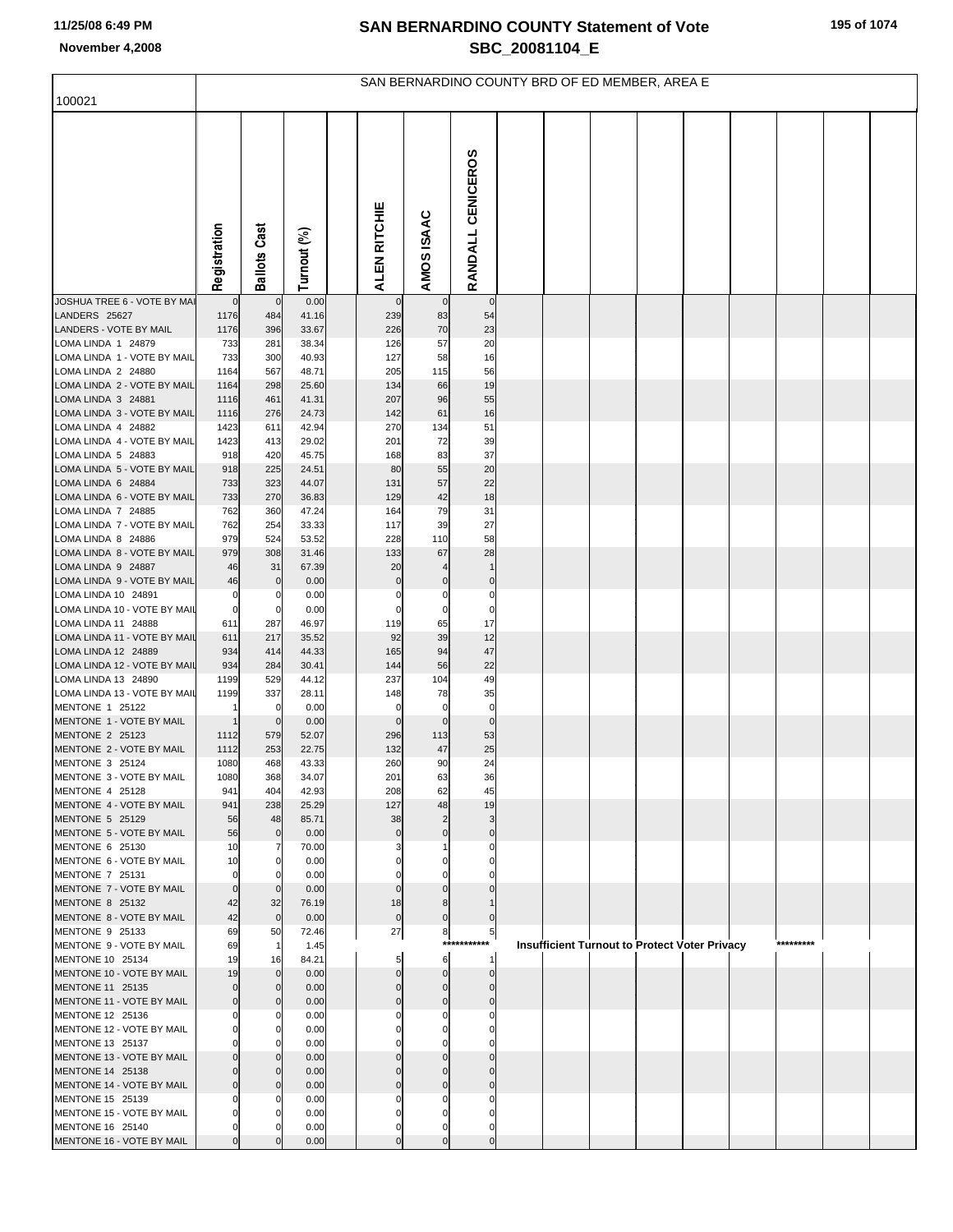# SAN BERNARDINO COUNTY Statement of Vote
## SBC_20081104_E

November 4,2008

100021

SAN BERNARDINO COUNTY BRD OF ED MEMBER, AREA E

| | Registration | Ballots Cast | Turnout (%) | | ALEN RITCHIE | AMOS ISAAC | RANDALL CENICEROS |
|---|---|---|---|---|---|---|---|
| JOSHUA TREE 6 - VOTE BY MAI | 0 | 0 | 0.00 | | 0 | 0 | 0 |
| LANDERS 25627 | 1176 | 484 | 41.16 | | 239 | 83 | 54 |
| LANDERS - VOTE BY MAIL | 1176 | 396 | 33.67 | | 226 | 70 | 23 |
| LOMA LINDA 1 24879 | 733 | 281 | 38.34 | | 126 | 57 | 20 |
| LOMA LINDA 1 - VOTE BY MAIL | 733 | 300 | 40.93 | | 127 | 58 | 16 |
| LOMA LINDA 2 24880 | 1164 | 567 | 48.71 | | 205 | 115 | 56 |
| LOMA LINDA 2 - VOTE BY MAIL | 1164 | 298 | 25.60 | | 134 | 66 | 19 |
| LOMA LINDA 3 24881 | 1116 | 461 | 41.31 | | 207 | 96 | 55 |
| LOMA LINDA 3 - VOTE BY MAIL | 1116 | 276 | 24.73 | | 142 | 61 | 16 |
| LOMA LINDA 4 24882 | 1423 | 611 | 42.94 | | 270 | 134 | 51 |
| LOMA LINDA 4 - VOTE BY MAIL | 1423 | 413 | 29.02 | | 201 | 72 | 39 |
| LOMA LINDA 5 24883 | 918 | 420 | 45.75 | | 168 | 83 | 37 |
| LOMA LINDA 5 - VOTE BY MAIL | 918 | 225 | 24.51 | | 80 | 55 | 20 |
| LOMA LINDA 6 24884 | 733 | 323 | 44.07 | | 131 | 57 | 22 |
| LOMA LINDA 6 - VOTE BY MAIL | 733 | 270 | 36.83 | | 129 | 42 | 18 |
| LOMA LINDA 7 24885 | 762 | 360 | 47.24 | | 164 | 79 | 31 |
| LOMA LINDA 7 - VOTE BY MAIL | 762 | 254 | 33.33 | | 117 | 39 | 27 |
| LOMA LINDA 8 24886 | 979 | 524 | 53.52 | | 228 | 110 | 58 |
| LOMA LINDA 8 - VOTE BY MAIL | 979 | 308 | 31.46 | | 133 | 67 | 28 |
| LOMA LINDA 9 24887 | 46 | 31 | 67.39 | | 20 | 4 | 1 |
| LOMA LINDA 9 - VOTE BY MAIL | 46 | 0 | 0.00 | | 0 | 0 | 0 |
| LOMA LINDA 10 24891 | 0 | 0 | 0.00 | | 0 | 0 | 0 |
| LOMA LINDA 10 - VOTE BY MAIL | 0 | 0 | 0.00 | | 0 | 0 | 0 |
| LOMA LINDA 11 24888 | 611 | 287 | 46.97 | | 119 | 65 | 17 |
| LOMA LINDA 11 - VOTE BY MAIL | 611 | 217 | 35.52 | | 92 | 39 | 12 |
| LOMA LINDA 12 24889 | 934 | 414 | 44.33 | | 165 | 94 | 47 |
| LOMA LINDA 12 - VOTE BY MAIL | 934 | 284 | 30.41 | | 144 | 56 | 22 |
| LOMA LINDA 13 24890 | 1199 | 529 | 44.12 | | 237 | 104 | 49 |
| LOMA LINDA 13 - VOTE BY MAIL | 1199 | 337 | 28.11 | | 148 | 78 | 35 |
| MENTONE 1 25122 | 1 | 0 | 0.00 | | 0 | 0 | 0 |
| MENTONE 1 - VOTE BY MAIL | 1 | 0 | 0.00 | | 0 | 0 | 0 |
| MENTONE 2 25123 | 1112 | 579 | 52.07 | | 296 | 113 | 53 |
| MENTONE 2 - VOTE BY MAIL | 1112 | 253 | 22.75 | | 132 | 47 | 25 |
| MENTONE 3 25124 | 1080 | 468 | 43.33 | | 260 | 90 | 24 |
| MENTONE 3 - VOTE BY MAIL | 1080 | 368 | 34.07 | | 201 | 63 | 36 |
| MENTONE 4 25128 | 941 | 404 | 42.93 | | 208 | 62 | 45 |
| MENTONE 4 - VOTE BY MAIL | 941 | 238 | 25.29 | | 127 | 48 | 19 |
| MENTONE 5 25129 | 56 | 48 | 85.71 | | 38 | 2 | 3 |
| MENTONE 5 - VOTE BY MAIL | 56 | 0 | 0.00 | | 0 | 0 | 0 |
| MENTONE 6 25130 | 10 | 7 | 70.00 | | 3 | 1 | 0 |
| MENTONE 6 - VOTE BY MAIL | 10 | 0 | 0.00 | | 0 | 0 | 0 |
| MENTONE 7 25131 | 0 | 0 | 0.00 | | 0 | 0 | 0 |
| MENTONE 7 - VOTE BY MAIL | 0 | 0 | 0.00 | | 0 | 0 | 0 |
| MENTONE 8 25132 | 42 | 32 | 76.19 | | 18 | 8 | 1 |
| MENTONE 8 - VOTE BY MAIL | 42 | 0 | 0.00 | | 0 | 0 | 0 |
| MENTONE 9 25133 | 69 | 50 | 72.46 | | 27 | 8 | 5 |
| MENTONE 9 - VOTE BY MAIL | 69 | 1 | 1.45 | | | | *********** Insufficient Turnout to Protect Voter Privacy ********* |
| MENTONE 10 25134 | 19 | 16 | 84.21 | | 5 | 6 | 1 |
| MENTONE 10 - VOTE BY MAIL | 19 | 0 | 0.00 | | 0 | 0 | 0 |
| MENTONE 11 25135 | 0 | 0 | 0.00 | | 0 | 0 | 0 |
| MENTONE 11 - VOTE BY MAIL | 0 | 0 | 0.00 | | 0 | 0 | 0 |
| MENTONE 12 25136 | 0 | 0 | 0.00 | | 0 | 0 | 0 |
| MENTONE 12 - VOTE BY MAIL | 0 | 0 | 0.00 | | 0 | 0 | 0 |
| MENTONE 13 25137 | 0 | 0 | 0.00 | | 0 | 0 | 0 |
| MENTONE 13 - VOTE BY MAIL | 0 | 0 | 0.00 | | 0 | 0 | 0 |
| MENTONE 14 25138 | 0 | 0 | 0.00 | | 0 | 0 | 0 |
| MENTONE 14 - VOTE BY MAIL | 0 | 0 | 0.00 | | 0 | 0 | 0 |
| MENTONE 15 25139 | 0 | 0 | 0.00 | | 0 | 0 | 0 |
| MENTONE 15 - VOTE BY MAIL | 0 | 0 | 0.00 | | 0 | 0 | 0 |
| MENTONE 16 25140 | 0 | 0 | 0.00 | | 0 | 0 | 0 |
| MENTONE 16 - VOTE BY MAIL | 0 | 0 | 0.00 | | 0 | 0 | 0 |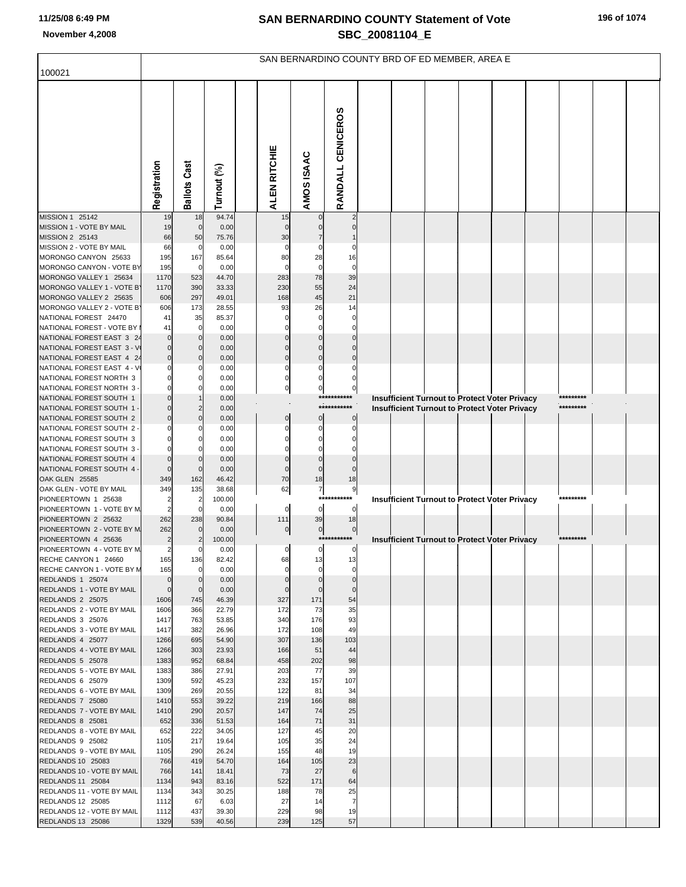# SAN BERNARDINO COUNTY Statement of Vote
## SBC_20081104_E

11/25/08 6:49 PM
November 4,2008

SAN BERNARDINO COUNTY BRD OF ED MEMBER, AREA E

100021

| | Registration | Ballots Cast | Turnout (%) | ALEN RITCHIE | AMOS ISAAC | RANDALL CENICEROS | | |
|---|---|---|---|---|---|---|---|---|
| MISSION 1 25142 | 19 | 18 | 94.74 | 15 | 0 | 2 | | |
| MISSION 1 - VOTE BY MAIL | 19 | 0 | 0.00 | 0 | 0 | 0 | | |
| MISSION 2 25143 | 66 | 50 | 75.76 | 30 | 7 | 1 | | |
| MISSION 2 - VOTE BY MAIL | 66 | 0 | 0.00 | 0 | 0 | 0 | | |
| MORONGO CANYON 25633 | 195 | 167 | 85.64 | 80 | 28 | 16 | | |
| MORONGO CANYON - VOTE BY | 195 | 0 | 0.00 | 0 | 0 | 0 | | |
| MORONGO VALLEY 1 25634 | 1170 | 523 | 44.70 | 283 | 78 | 39 | | |
| MORONGO VALLEY 1 - VOTE BY | 1170 | 390 | 33.33 | 230 | 55 | 24 | | |
| MORONGO VALLEY 2 25635 | 606 | 297 | 49.01 | 168 | 45 | 21 | | |
| MORONGO VALLEY 2 - VOTE BY | 606 | 173 | 28.55 | 93 | 26 | 14 | | |
| NATIONAL FOREST 24470 | 41 | 35 | 85.37 | 0 | 0 | 0 | | |
| NATIONAL FOREST - VOTE BY | 41 | 0 | 0.00 | 0 | 0 | 0 | | |
| NATIONAL FOREST EAST 3 24 | 0 | 0 | 0.00 | 0 | 0 | 0 | | |
| NATIONAL FOREST EAST 3 - V | 0 | 0 | 0.00 | 0 | 0 | 0 | | |
| NATIONAL FOREST EAST 4 24 | 0 | 0 | 0.00 | 0 | 0 | 0 | | |
| NATIONAL FOREST EAST 4 - V | 0 | 0 | 0.00 | 0 | 0 | 0 | | |
| NATIONAL FOREST NORTH 3 | 0 | 0 | 0.00 | 0 | 0 | 0 | | |
| NATIONAL FOREST NORTH 3 - | 0 | 0 | 0.00 | 0 | 0 | 0 | | |
| NATIONAL FOREST SOUTH 1 | 0 | 1 | 0.00 | | | *********** | Insufficient Turnout to Protect Voter Privacy | ********* |
| NATIONAL FOREST SOUTH 1 - | 0 | 2 | 0.00 | | | *********** | Insufficient Turnout to Protect Voter Privacy | ********* |
| NATIONAL FOREST SOUTH 2 | 0 | 0 | 0.00 | 0 | 0 | 0 | | |
| NATIONAL FOREST SOUTH 2 - | 0 | 0 | 0.00 | 0 | 0 | 0 | | |
| NATIONAL FOREST SOUTH 3 | 0 | 0 | 0.00 | 0 | 0 | 0 | | |
| NATIONAL FOREST SOUTH 3 - | 0 | 0 | 0.00 | 0 | 0 | 0 | | |
| NATIONAL FOREST SOUTH 4 | 0 | 0 | 0.00 | 0 | 0 | 0 | | |
| NATIONAL FOREST SOUTH 4 - | 0 | 0 | 0.00 | 0 | 0 | 0 | | |
| OAK GLEN 25585 | 349 | 162 | 46.42 | 70 | 18 | 18 | | |
| OAK GLEN - VOTE BY MAIL | 349 | 135 | 38.68 | 62 | 7 | 9 | | |
| PIONEERTOWN 1 25638 | 2 | 2 | 100.00 | | | *********** | Insufficient Turnout to Protect Voter Privacy | ********* |
| PIONEERTOWN 1 - VOTE BY M | 2 | 0 | 0.00 | 0 | 0 | 0 | | |
| PIONEERTOWN 2 25632 | 262 | 238 | 90.84 | 111 | 39 | 18 | | |
| PIONEERTOWN 2 - VOTE BY M | 262 | 0 | 0.00 | 0 | 0 | 0 | | |
| PIONEERTOWN 4 25636 | 2 | 2 | 100.00 | | | *********** | Insufficient Turnout to Protect Voter Privacy | ********* |
| PIONEERTOWN 4 - VOTE BY M | 2 | 0 | 0.00 | 0 | 0 | 0 | | |
| RECHE CANYON 1 24660 | 165 | 136 | 82.42 | 68 | 13 | 13 | | |
| RECHE CANYON 1 - VOTE BY M | 165 | 0 | 0.00 | 0 | 0 | 0 | | |
| REDLANDS 1 25074 | 0 | 0 | 0.00 | 0 | 0 | 0 | | |
| REDLANDS 1 - VOTE BY MAIL | 0 | 0 | 0.00 | 0 | 0 | 0 | | |
| REDLANDS 2 25075 | 1606 | 745 | 46.39 | 327 | 171 | 54 | | |
| REDLANDS 2 - VOTE BY MAIL | 1606 | 366 | 22.79 | 172 | 73 | 35 | | |
| REDLANDS 3 25076 | 1417 | 763 | 53.85 | 340 | 176 | 93 | | |
| REDLANDS 3 - VOTE BY MAIL | 1417 | 382 | 26.96 | 172 | 108 | 49 | | |
| REDLANDS 4 25077 | 1266 | 695 | 54.90 | 307 | 136 | 103 | | |
| REDLANDS 4 - VOTE BY MAIL | 1266 | 303 | 23.93 | 166 | 51 | 44 | | |
| REDLANDS 5 25078 | 1383 | 952 | 68.84 | 458 | 202 | 98 | | |
| REDLANDS 5 - VOTE BY MAIL | 1383 | 386 | 27.91 | 203 | 77 | 39 | | |
| REDLANDS 6 25079 | 1309 | 592 | 45.23 | 232 | 157 | 107 | | |
| REDLANDS 6 - VOTE BY MAIL | 1309 | 269 | 20.55 | 122 | 81 | 34 | | |
| REDLANDS 7 25080 | 1410 | 553 | 39.22 | 219 | 166 | 88 | | |
| REDLANDS 7 - VOTE BY MAIL | 1410 | 290 | 20.57 | 147 | 74 | 25 | | |
| REDLANDS 8 25081 | 652 | 336 | 51.53 | 164 | 71 | 31 | | |
| REDLANDS 8 - VOTE BY MAIL | 652 | 222 | 34.05 | 127 | 45 | 20 | | |
| REDLANDS 9 25082 | 1105 | 217 | 19.64 | 105 | 35 | 24 | | |
| REDLANDS 9 - VOTE BY MAIL | 1105 | 290 | 26.24 | 155 | 48 | 19 | | |
| REDLANDS 10 25083 | 766 | 419 | 54.70 | 164 | 105 | 23 | | |
| REDLANDS 10 - VOTE BY MAIL | 766 | 141 | 18.41 | 73 | 27 | 6 | | |
| REDLANDS 11 25084 | 1134 | 943 | 83.16 | 522 | 171 | 64 | | |
| REDLANDS 11 - VOTE BY MAIL | 1134 | 343 | 30.25 | 188 | 78 | 25 | | |
| REDLANDS 12 25085 | 1112 | 67 | 6.03 | 27 | 14 | 7 | | |
| REDLANDS 12 - VOTE BY MAIL | 1112 | 437 | 39.30 | 229 | 98 | 19 | | |
| REDLANDS 13 25086 | 1329 | 539 | 40.56 | 239 | 125 | 57 | | |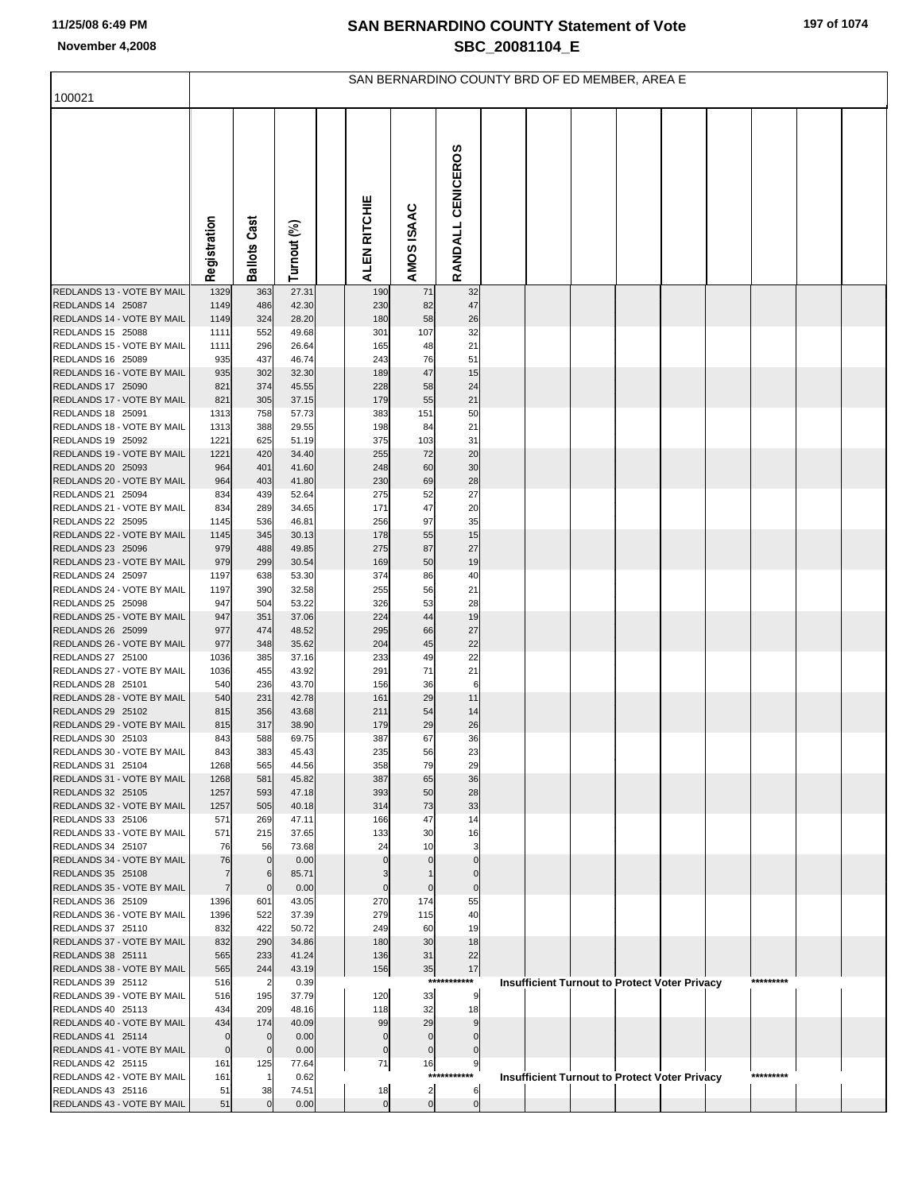# SAN BERNARDINO COUNTY Statement of Vote

## SBC_20081104_E

November 4,2008

SAN BERNARDINO COUNTY BRD OF ED MEMBER, AREA E

100021

| | Registration | Ballots Cast | Turnout (%) | | ALEN RITCHIE | AMOS ISAAC | RANDALL CENICEROS |
|---|---|---|---|---|---|---|---|
| REDLANDS 13 - VOTE BY MAIL | 1329 | 363 | 27.31 | | 190 | 71 | 32 |
| REDLANDS 14 25087 | 1149 | 486 | 42.30 | | 230 | 82 | 47 |
| REDLANDS 14 - VOTE BY MAIL | 1149 | 324 | 28.20 | | 180 | 58 | 26 |
| REDLANDS 15 25088 | 1111 | 552 | 49.68 | | 301 | 107 | 32 |
| REDLANDS 15 - VOTE BY MAIL | 1111 | 296 | 26.64 | | 165 | 48 | 21 |
| REDLANDS 16 25089 | 935 | 437 | 46.74 | | 243 | 76 | 51 |
| REDLANDS 16 - VOTE BY MAIL | 935 | 302 | 32.30 | | 189 | 47 | 15 |
| REDLANDS 17 25090 | 821 | 374 | 45.55 | | 228 | 58 | 24 |
| REDLANDS 17 - VOTE BY MAIL | 821 | 305 | 37.15 | | 179 | 55 | 21 |
| REDLANDS 18 25091 | 1313 | 758 | 57.73 | | 383 | 151 | 50 |
| REDLANDS 18 - VOTE BY MAIL | 1313 | 388 | 29.55 | | 198 | 84 | 21 |
| REDLANDS 19 25092 | 1221 | 625 | 51.19 | | 375 | 103 | 31 |
| REDLANDS 19 - VOTE BY MAIL | 1221 | 420 | 34.40 | | 255 | 72 | 20 |
| REDLANDS 20 25093 | 964 | 401 | 41.60 | | 248 | 60 | 30 |
| REDLANDS 20 - VOTE BY MAIL | 964 | 403 | 41.80 | | 230 | 69 | 28 |
| REDLANDS 21 25094 | 834 | 439 | 52.64 | | 275 | 52 | 27 |
| REDLANDS 21 - VOTE BY MAIL | 834 | 289 | 34.65 | | 171 | 47 | 20 |
| REDLANDS 22 25095 | 1145 | 536 | 46.81 | | 256 | 97 | 35 |
| REDLANDS 22 - VOTE BY MAIL | 1145 | 345 | 30.13 | | 178 | 55 | 15 |
| REDLANDS 23 25096 | 979 | 488 | 49.85 | | 275 | 87 | 27 |
| REDLANDS 23 - VOTE BY MAIL | 979 | 299 | 30.54 | | 169 | 50 | 19 |
| REDLANDS 24 25097 | 1197 | 638 | 53.30 | | 374 | 86 | 40 |
| REDLANDS 24 - VOTE BY MAIL | 1197 | 390 | 32.58 | | 255 | 56 | 21 |
| REDLANDS 25 25098 | 947 | 504 | 53.22 | | 326 | 53 | 28 |
| REDLANDS 25 - VOTE BY MAIL | 947 | 351 | 37.06 | | 224 | 44 | 19 |
| REDLANDS 26 25099 | 977 | 474 | 48.52 | | 295 | 66 | 27 |
| REDLANDS 26 - VOTE BY MAIL | 977 | 348 | 35.62 | | 204 | 45 | 22 |
| REDLANDS 27 25100 | 1036 | 385 | 37.16 | | 233 | 49 | 22 |
| REDLANDS 27 - VOTE BY MAIL | 1036 | 455 | 43.92 | | 291 | 71 | 21 |
| REDLANDS 28 25101 | 540 | 236 | 43.70 | | 156 | 36 | 6 |
| REDLANDS 28 - VOTE BY MAIL | 540 | 231 | 42.78 | | 161 | 29 | 11 |
| REDLANDS 29 25102 | 815 | 356 | 43.68 | | 211 | 54 | 14 |
| REDLANDS 29 - VOTE BY MAIL | 815 | 317 | 38.90 | | 179 | 29 | 26 |
| REDLANDS 30 25103 | 843 | 588 | 69.75 | | 387 | 67 | 36 |
| REDLANDS 30 - VOTE BY MAIL | 843 | 383 | 45.43 | | 235 | 56 | 23 |
| REDLANDS 31 25104 | 1268 | 565 | 44.56 | | 358 | 79 | 29 |
| REDLANDS 31 - VOTE BY MAIL | 1268 | 581 | 45.82 | | 387 | 65 | 36 |
| REDLANDS 32 25105 | 1257 | 593 | 47.18 | | 393 | 50 | 28 |
| REDLANDS 32 - VOTE BY MAIL | 1257 | 505 | 40.18 | | 314 | 73 | 33 |
| REDLANDS 33 25106 | 571 | 269 | 47.11 | | 166 | 47 | 14 |
| REDLANDS 33 - VOTE BY MAIL | 571 | 215 | 37.65 | | 133 | 30 | 16 |
| REDLANDS 34 25107 | 76 | 56 | 73.68 | | 24 | 10 | 3 |
| REDLANDS 34 - VOTE BY MAIL | 76 | 0 | 0.00 | | 0 | 0 | 0 |
| REDLANDS 35 25108 | 7 | 6 | 85.71 | | 3 | 1 | 0 |
| REDLANDS 35 - VOTE BY MAIL | 7 | 0 | 0.00 | | 0 | 0 | 0 |
| REDLANDS 36 25109 | 1396 | 601 | 43.05 | | 270 | 174 | 55 |
| REDLANDS 36 - VOTE BY MAIL | 1396 | 522 | 37.39 | | 279 | 115 | 40 |
| REDLANDS 37 25110 | 832 | 422 | 50.72 | | 249 | 60 | 19 |
| REDLANDS 37 - VOTE BY MAIL | 832 | 290 | 34.86 | | 180 | 30 | 18 |
| REDLANDS 38 25111 | 565 | 233 | 41.24 | | 136 | 31 | 22 |
| REDLANDS 38 - VOTE BY MAIL | 565 | 244 | 43.19 | | 156 | 35 | 17 |
| REDLANDS 39 25112 | 516 | 2 | 0.39 | | *********** Insufficient Turnout to Protect Voter Privacy ********* | | |
| REDLANDS 39 - VOTE BY MAIL | 516 | 195 | 37.79 | | 120 | 33 | 9 |
| REDLANDS 40 25113 | 434 | 209 | 48.16 | | 118 | 32 | 18 |
| REDLANDS 40 - VOTE BY MAIL | 434 | 174 | 40.09 | | 99 | 29 | 9 |
| REDLANDS 41 25114 | 0 | 0 | 0.00 | | 0 | 0 | 0 |
| REDLANDS 41 - VOTE BY MAIL | 0 | 0 | 0.00 | | 0 | 0 | 0 |
| REDLANDS 42 25115 | 161 | 125 | 77.64 | | 71 | 16 | 9 |
| REDLANDS 42 - VOTE BY MAIL | 161 | 1 | 0.62 | | *********** Insufficient Turnout to Protect Voter Privacy ********* | | |
| REDLANDS 43 25116 | 51 | 38 | 74.51 | | 18 | 2 | 6 |
| REDLANDS 43 - VOTE BY MAIL | 51 | 0 | 0.00 | | 0 | 0 | 0 |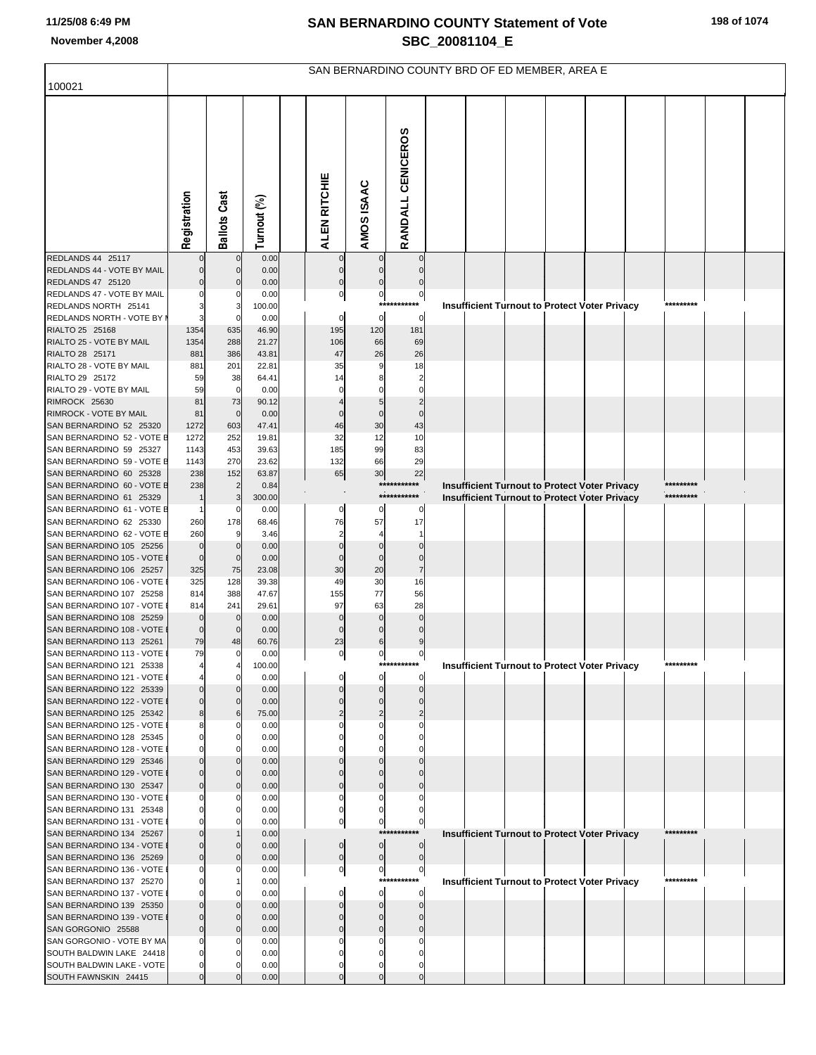# SAN BERNARDINO COUNTY Statement of Vote
## SBC_20081104_E

SAN BERNARDINO COUNTY BRD OF ED MEMBER, AREA E

100021

| | Registration | Ballots Cast | Turnout (%) | ALEN RITCHIE | AMOS ISAAC | RANDALL CENICEROS | |
|---|---|---|---|---|---|---|---|
| REDLANDS 44 25117 | 0 | 0 | 0.00 | 0 | 0 | 0 | |
| REDLANDS 44 - VOTE BY MAIL | 0 | 0 | 0.00 | 0 | 0 | 0 | |
| REDLANDS 47 25120 | 0 | 0 | 0.00 | 0 | 0 | 0 | |
| REDLANDS 47 - VOTE BY MAIL | 0 | 0 | 0.00 | 0 | 0 | 0 | |
| REDLANDS NORTH 25141 | 3 | 3 | 100.00 | | | *********** | Insufficient Turnout to Protect Voter Privacy ********* |
| REDLANDS NORTH - VOTE BY M | 3 | 0 | 0.00 | 0 | 0 | 0 | |
| RIALTO 25 25168 | 1354 | 635 | 46.90 | 195 | 120 | 181 | |
| RIALTO 25 - VOTE BY MAIL | 1354 | 288 | 21.27 | 106 | 66 | 69 | |
| RIALTO 28 25171 | 881 | 386 | 43.81 | 47 | 26 | 26 | |
| RIALTO 28 - VOTE BY MAIL | 881 | 201 | 22.81 | 35 | 9 | 18 | |
| RIALTO 29 25172 | 59 | 38 | 64.41 | 14 | 8 | 2 | |
| RIALTO 29 - VOTE BY MAIL | 59 | 0 | 0.00 | 0 | 0 | 0 | |
| RIMROCK 25630 | 81 | 73 | 90.12 | 4 | 5 | 2 | |
| RIMROCK - VOTE BY MAIL | 81 | 0 | 0.00 | 0 | 0 | 0 | |
| SAN BERNARDINO 52 25320 | 1272 | 603 | 47.41 | 46 | 30 | 43 | |
| SAN BERNARDINO 52 - VOTE B | 1272 | 252 | 19.81 | 32 | 12 | 10 | |
| SAN BERNARDINO 59 25327 | 1143 | 453 | 39.63 | 185 | 99 | 83 | |
| SAN BERNARDINO 59 - VOTE B | 1143 | 270 | 23.62 | 132 | 66 | 29 | |
| SAN BERNARDINO 60 25328 | 238 | 152 | 63.87 | 65 | 30 | 22 | |
| SAN BERNARDINO 60 - VOTE B | 238 | 2 | 0.84 | | | *********** | Insufficient Turnout to Protect Voter Privacy ********* |
| SAN BERNARDINO 61 25329 | 1 | 3 | 300.00 | | | *********** | Insufficient Turnout to Protect Voter Privacy ********* |
| SAN BERNARDINO 61 - VOTE B | 1 | 0 | 0.00 | 0 | 0 | 0 | |
| SAN BERNARDINO 62 25330 | 260 | 178 | 68.46 | 76 | 57 | 17 | |
| SAN BERNARDINO 62 - VOTE B | 260 | 9 | 3.46 | 2 | 4 | 1 | |
| SAN BERNARDINO 105 25256 | 0 | 0 | 0.00 | 0 | 0 | 0 | |
| SAN BERNARDINO 105 - VOTE | 0 | 0 | 0.00 | 0 | 0 | 0 | |
| SAN BERNARDINO 106 25257 | 325 | 75 | 23.08 | 30 | 20 | 7 | |
| SAN BERNARDINO 106 - VOTE | 325 | 128 | 39.38 | 49 | 30 | 16 | |
| SAN BERNARDINO 107 25258 | 814 | 388 | 47.67 | 155 | 77 | 56 | |
| SAN BERNARDINO 107 - VOTE | 814 | 241 | 29.61 | 97 | 63 | 28 | |
| SAN BERNARDINO 108 25259 | 0 | 0 | 0.00 | 0 | 0 | 0 | |
| SAN BERNARDINO 108 - VOTE | 0 | 0 | 0.00 | 0 | 0 | 0 | |
| SAN BERNARDINO 113 25261 | 79 | 48 | 60.76 | 23 | 6 | 9 | |
| SAN BERNARDINO 113 - VOTE | 79 | 0 | 0.00 | 0 | 0 | 0 | |
| SAN BERNARDINO 121 25338 | 4 | 4 | 100.00 | | | *********** | Insufficient Turnout to Protect Voter Privacy ********* |
| SAN BERNARDINO 121 - VOTE | 4 | 0 | 0.00 | 0 | 0 | 0 | |
| SAN BERNARDINO 122 25339 | 0 | 0 | 0.00 | 0 | 0 | 0 | |
| SAN BERNARDINO 122 - VOTE | 0 | 0 | 0.00 | 0 | 0 | 0 | |
| SAN BERNARDINO 125 25342 | 8 | 6 | 75.00 | 2 | 2 | 2 | |
| SAN BERNARDINO 125 - VOTE | 8 | 0 | 0.00 | 0 | 0 | 0 | |
| SAN BERNARDINO 128 25345 | 0 | 0 | 0.00 | 0 | 0 | 0 | |
| SAN BERNARDINO 128 - VOTE | 0 | 0 | 0.00 | 0 | 0 | 0 | |
| SAN BERNARDINO 129 25346 | 0 | 0 | 0.00 | 0 | 0 | 0 | |
| SAN BERNARDINO 129 - VOTE | 0 | 0 | 0.00 | 0 | 0 | 0 | |
| SAN BERNARDINO 130 25347 | 0 | 0 | 0.00 | 0 | 0 | 0 | |
| SAN BERNARDINO 130 - VOTE | 0 | 0 | 0.00 | 0 | 0 | 0 | |
| SAN BERNARDINO 131 25348 | 0 | 0 | 0.00 | 0 | 0 | 0 | |
| SAN BERNARDINO 131 - VOTE | 0 | 0 | 0.00 | 0 | 0 | 0 | |
| SAN BERNARDINO 134 25267 | 0 | 1 | 0.00 | | | *********** | Insufficient Turnout to Protect Voter Privacy ********* |
| SAN BERNARDINO 134 - VOTE | 0 | 0 | 0.00 | 0 | 0 | 0 | |
| SAN BERNARDINO 136 25269 | 0 | 0 | 0.00 | 0 | 0 | 0 | |
| SAN BERNARDINO 136 - VOTE | 0 | 0 | 0.00 | 0 | 0 | 0 | |
| SAN BERNARDINO 137 25270 | 0 | 1 | 0.00 | | | *********** | Insufficient Turnout to Protect Voter Privacy ********* |
| SAN BERNARDINO 137 - VOTE | 0 | 0 | 0.00 | 0 | 0 | 0 | |
| SAN BERNARDINO 139 25350 | 0 | 0 | 0.00 | 0 | 0 | 0 | |
| SAN BERNARDINO 139 - VOTE | 0 | 0 | 0.00 | 0 | 0 | 0 | |
| SAN GORGONIO 25588 | 0 | 0 | 0.00 | 0 | 0 | 0 | |
| SAN GORGONIO - VOTE BY MA | 0 | 0 | 0.00 | 0 | 0 | 0 | |
| SOUTH BALDWIN LAKE 24418 | 0 | 0 | 0.00 | 0 | 0 | 0 | |
| SOUTH BALDWIN LAKE - VOTE | 0 | 0 | 0.00 | 0 | 0 | 0 | |
| SOUTH FAWNSKIN 24415 | 0 | 0 | 0.00 | 0 | 0 | 0 | |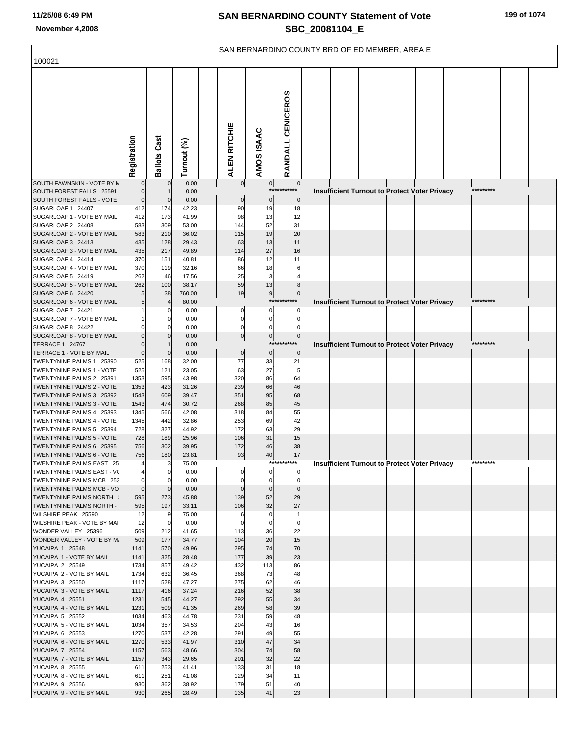# SAN BERNARDINO COUNTY Statement of Vote
## SBC_20081104_E

November 4,2008

100021

SAN BERNARDINO COUNTY BRD OF ED MEMBER, AREA E

| | Registration | Ballots Cast | Turnout (%) | ALEN RITCHIE | AMOS ISAAC | RANDALL CENICEROS |
|---|---|---|---|---|---|---|
| SOUTH FAWNSKIN - VOTE BY M | 0 | 0 | 0.00 | 0 | 0 | 0 |
| SOUTH FOREST FALLS 25591 | 0 | 1 | 0.00 | *********** Insufficient Turnout to Protect Voter Privacy ********* | | |
| SOUTH FOREST FALLS - VOTE | 0 | 0 | 0.00 | 0 | 0 | 0 |
| SUGARLOAF 1 24407 | 412 | 174 | 42.23 | 90 | 19 | 18 |
| SUGARLOAF 1 - VOTE BY MAIL | 412 | 173 | 41.99 | 98 | 13 | 12 |
| SUGARLOAF 2 24408 | 583 | 309 | 53.00 | 144 | 52 | 31 |
| SUGARLOAF 2 - VOTE BY MAIL | 583 | 210 | 36.02 | 115 | 19 | 20 |
| SUGARLOAF 3 24413 | 435 | 128 | 29.43 | 63 | 13 | 11 |
| SUGARLOAF 3 - VOTE BY MAIL | 435 | 217 | 49.89 | 114 | 27 | 16 |
| SUGARLOAF 4 24414 | 370 | 151 | 40.81 | 86 | 12 | 11 |
| SUGARLOAF 4 - VOTE BY MAIL | 370 | 119 | 32.16 | 66 | 18 | 6 |
| SUGARLOAF 5 24419 | 262 | 46 | 17.56 | 25 | 3 | 4 |
| SUGARLOAF 5 - VOTE BY MAIL | 262 | 100 | 38.17 | 59 | 13 | 8 |
| SUGARLOAF 6 24420 | 5 | 38 | 760.00 | 19 | 9 | 0 |
| SUGARLOAF 6 - VOTE BY MAIL | 5 | 4 | 80.00 | *********** Insufficient Turnout to Protect Voter Privacy ********* | | |
| SUGARLOAF 7 24421 | 1 | 0 | 0.00 | 0 | 0 | 0 |
| SUGARLOAF 7 - VOTE BY MAIL | 1 | 0 | 0.00 | 0 | 0 | 0 |
| SUGARLOAF 8 24422 | 0 | 0 | 0.00 | 0 | 0 | 0 |
| SUGARLOAF 8 - VOTE BY MAIL | 0 | 0 | 0.00 | 0 | 0 | 0 |
| TERRACE 1 24767 | 0 | 1 | 0.00 | *********** Insufficient Turnout to Protect Voter Privacy ********* | | |
| TERRACE 1 - VOTE BY MAIL | 0 | 0 | 0.00 | 0 | 0 | 0 |
| TWENTYNINE PALMS 1 25390 | 525 | 168 | 32.00 | 77 | 33 | 21 |
| TWENTYNINE PALMS 1 - VOTE | 525 | 121 | 23.05 | 63 | 27 | 5 |
| TWENTYNINE PALMS 2 25391 | 1353 | 595 | 43.98 | 320 | 86 | 64 |
| TWENTYNINE PALMS 2 - VOTE | 1353 | 423 | 31.26 | 239 | 66 | 46 |
| TWENTYNINE PALMS 3 25392 | 1543 | 609 | 39.47 | 351 | 95 | 68 |
| TWENTYNINE PALMS 3 - VOTE | 1543 | 474 | 30.72 | 268 | 85 | 45 |
| TWENTYNINE PALMS 4 25393 | 1345 | 566 | 42.08 | 318 | 84 | 55 |
| TWENTYNINE PALMS 4 - VOTE | 1345 | 442 | 32.86 | 253 | 69 | 42 |
| TWENTYNINE PALMS 5 25394 | 728 | 327 | 44.92 | 172 | 63 | 29 |
| TWENTYNINE PALMS 5 - VOTE | 728 | 189 | 25.96 | 106 | 31 | 15 |
| TWENTYNINE PALMS 6 25395 | 756 | 302 | 39.95 | 172 | 46 | 38 |
| TWENTYNINE PALMS 6 - VOTE | 756 | 180 | 23.81 | 93 | 40 | 17 |
| TWENTYNINE PALMS EAST 25 | 4 | 3 | 75.00 | *********** Insufficient Turnout to Protect Voter Privacy ********* | | |
| TWENTYNINE PALMS EAST - VO | 4 | 0 | 0.00 | 0 | 0 | 0 |
| TWENTYNINE PALMS MCB 253 | 0 | 0 | 0.00 | 0 | 0 | 0 |
| TWENTYNINE PALMS MCB - VO | 0 | 0 | 0.00 | 0 | 0 | 0 |
| TWENTYNINE PALMS NORTH | 595 | 273 | 45.88 | 139 | 52 | 29 |
| TWENTYNINE PALMS NORTH - | 595 | 197 | 33.11 | 106 | 32 | 27 |
| WILSHIRE PEAK 25590 | 12 | 9 | 75.00 | 6 | 0 | 1 |
| WILSHIRE PEAK - VOTE BY MAI | 12 | 0 | 0.00 | 0 | 0 | 0 |
| WONDER VALLEY 25396 | 509 | 212 | 41.65 | 113 | 36 | 22 |
| WONDER VALLEY - VOTE BY MA | 509 | 177 | 34.77 | 104 | 20 | 15 |
| YUCAIPA 1 25548 | 1141 | 570 | 49.96 | 295 | 74 | 70 |
| YUCAIPA 1 - VOTE BY MAIL | 1141 | 325 | 28.48 | 177 | 39 | 23 |
| YUCAIPA 2 25549 | 1734 | 857 | 49.42 | 432 | 113 | 86 |
| YUCAIPA 2 - VOTE BY MAIL | 1734 | 632 | 36.45 | 368 | 73 | 48 |
| YUCAIPA 3 25550 | 1117 | 528 | 47.27 | 275 | 62 | 46 |
| YUCAIPA 3 - VOTE BY MAIL | 1117 | 416 | 37.24 | 216 | 52 | 38 |
| YUCAIPA 4 25551 | 1231 | 545 | 44.27 | 292 | 55 | 34 |
| YUCAIPA 4 - VOTE BY MAIL | 1231 | 509 | 41.35 | 269 | 58 | 39 |
| YUCAIPA 5 25552 | 1034 | 463 | 44.78 | 231 | 59 | 48 |
| YUCAIPA 5 - VOTE BY MAIL | 1034 | 357 | 34.53 | 204 | 43 | 16 |
| YUCAIPA 6 25553 | 1270 | 537 | 42.28 | 291 | 49 | 55 |
| YUCAIPA 6 - VOTE BY MAIL | 1270 | 533 | 41.97 | 310 | 47 | 34 |
| YUCAIPA 7 25554 | 1157 | 563 | 48.66 | 304 | 74 | 58 |
| YUCAIPA 7 - VOTE BY MAIL | 1157 | 343 | 29.65 | 201 | 32 | 22 |
| YUCAIPA 8 25555 | 611 | 253 | 41.41 | 133 | 31 | 18 |
| YUCAIPA 8 - VOTE BY MAIL | 611 | 251 | 41.08 | 129 | 34 | 11 |
| YUCAIPA 9 25556 | 930 | 362 | 38.92 | 179 | 51 | 40 |
| YUCAIPA 9 - VOTE BY MAIL | 930 | 265 | 28.49 | 135 | 41 | 23 |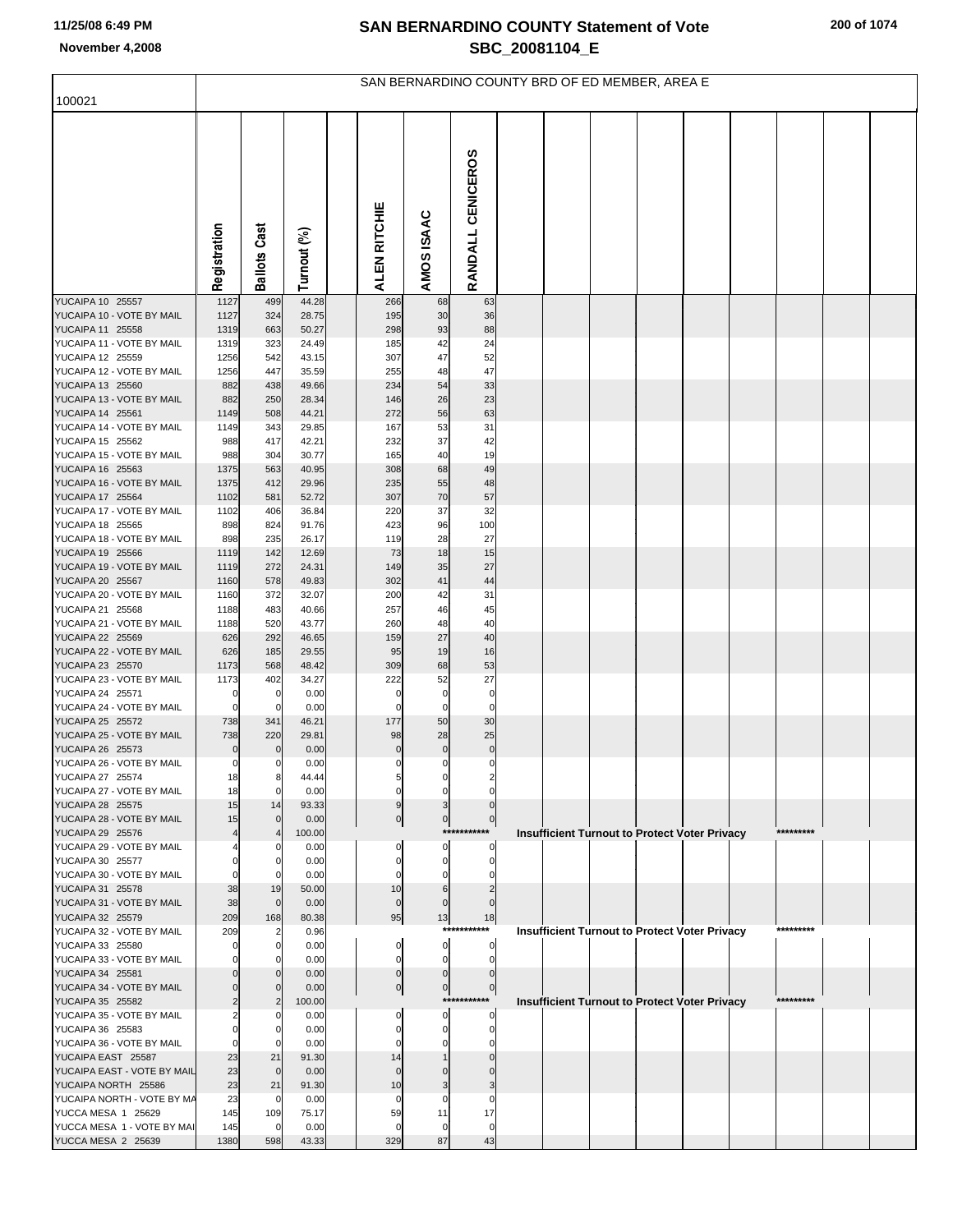# SAN BERNARDINO COUNTY Statement of Vote
## SBC_20081104_E

SAN BERNARDINO COUNTY BRD OF ED MEMBER, AREA E

100021

| | Registration | Ballots Cast | Turnout (%) | ALEN RITCHIE | AMOS ISAAC | RANDALL CENICEROS |
|---|---|---|---|---|---|---|
| YUCAIPA 10 25557 | 1127 | 499 | 44.28 | 266 | 68 | 63 |
| YUCAIPA 10 - VOTE BY MAIL | 1127 | 324 | 28.75 | 195 | 30 | 36 |
| YUCAIPA 11 25558 | 1319 | 663 | 50.27 | 298 | 93 | 88 |
| YUCAIPA 11 - VOTE BY MAIL | 1319 | 323 | 24.49 | 185 | 42 | 24 |
| YUCAIPA 12 25559 | 1256 | 542 | 43.15 | 307 | 47 | 52 |
| YUCAIPA 12 - VOTE BY MAIL | 1256 | 447 | 35.59 | 255 | 48 | 47 |
| YUCAIPA 13 25560 | 882 | 438 | 49.66 | 234 | 54 | 33 |
| YUCAIPA 13 - VOTE BY MAIL | 882 | 250 | 28.34 | 146 | 26 | 23 |
| YUCAIPA 14 25561 | 1149 | 508 | 44.21 | 272 | 56 | 63 |
| YUCAIPA 14 - VOTE BY MAIL | 1149 | 343 | 29.85 | 167 | 53 | 31 |
| YUCAIPA 15 25562 | 988 | 417 | 42.21 | 232 | 37 | 42 |
| YUCAIPA 15 - VOTE BY MAIL | 988 | 304 | 30.77 | 165 | 40 | 19 |
| YUCAIPA 16 25563 | 1375 | 563 | 40.95 | 308 | 68 | 49 |
| YUCAIPA 16 - VOTE BY MAIL | 1375 | 412 | 29.96 | 235 | 55 | 48 |
| YUCAIPA 17 25564 | 1102 | 581 | 52.72 | 307 | 70 | 57 |
| YUCAIPA 17 - VOTE BY MAIL | 1102 | 406 | 36.84 | 220 | 37 | 32 |
| YUCAIPA 18 25565 | 898 | 824 | 91.76 | 423 | 96 | 100 |
| YUCAIPA 18 - VOTE BY MAIL | 898 | 235 | 26.17 | 119 | 28 | 27 |
| YUCAIPA 19 25566 | 1119 | 142 | 12.69 | 73 | 18 | 15 |
| YUCAIPA 19 - VOTE BY MAIL | 1119 | 272 | 24.31 | 149 | 35 | 27 |
| YUCAIPA 20 25567 | 1160 | 578 | 49.83 | 302 | 41 | 44 |
| YUCAIPA 20 - VOTE BY MAIL | 1160 | 372 | 32.07 | 200 | 42 | 31 |
| YUCAIPA 21 25568 | 1188 | 483 | 40.66 | 257 | 46 | 45 |
| YUCAIPA 21 - VOTE BY MAIL | 1188 | 520 | 43.77 | 260 | 48 | 40 |
| YUCAIPA 22 25569 | 626 | 292 | 46.65 | 159 | 27 | 40 |
| YUCAIPA 22 - VOTE BY MAIL | 626 | 185 | 29.55 | 95 | 19 | 16 |
| YUCAIPA 23 25570 | 1173 | 568 | 48.42 | 309 | 68 | 53 |
| YUCAIPA 23 - VOTE BY MAIL | 1173 | 402 | 34.27 | 222 | 52 | 27 |
| YUCAIPA 24 25571 | 0 | 0 | 0.00 | 0 | 0 | 0 |
| YUCAIPA 24 - VOTE BY MAIL | 0 | 0 | 0.00 | 0 | 0 | 0 |
| YUCAIPA 25 25572 | 738 | 341 | 46.21 | 177 | 50 | 30 |
| YUCAIPA 25 - VOTE BY MAIL | 738 | 220 | 29.81 | 98 | 28 | 25 |
| YUCAIPA 26 25573 | 0 | 0 | 0.00 | 0 | 0 | 0 |
| YUCAIPA 26 - VOTE BY MAIL | 0 | 0 | 0.00 | 0 | 0 | 0 |
| YUCAIPA 27 25574 | 18 | 8 | 44.44 | 5 | 0 | 2 |
| YUCAIPA 27 - VOTE BY MAIL | 18 | 0 | 0.00 | 0 | 0 | 0 |
| YUCAIPA 28 25575 | 15 | 14 | 93.33 | 9 | 3 | 0 |
| YUCAIPA 28 - VOTE BY MAIL | 15 | 0 | 0.00 | 0 | 0 | 0 |
| YUCAIPA 29 25576 | 4 | 4 | 100.00 | | | *********** Insufficient Turnout to Protect Voter Privacy ********* |
| YUCAIPA 29 - VOTE BY MAIL | 4 | 0 | 0.00 | 0 | 0 | 0 |
| YUCAIPA 30 25577 | 0 | 0 | 0.00 | 0 | 0 | 0 |
| YUCAIPA 30 - VOTE BY MAIL | 0 | 0 | 0.00 | 0 | 0 | 0 |
| YUCAIPA 31 25578 | 38 | 19 | 50.00 | 10 | 6 | 2 |
| YUCAIPA 31 - VOTE BY MAIL | 38 | 0 | 0.00 | 0 | 0 | 0 |
| YUCAIPA 32 25579 | 209 | 168 | 80.38 | 95 | 13 | 18 |
| YUCAIPA 32 - VOTE BY MAIL | 209 | 2 | 0.96 | | | *********** Insufficient Turnout to Protect Voter Privacy ********* |
| YUCAIPA 33 25580 | 0 | 0 | 0.00 | 0 | 0 | 0 |
| YUCAIPA 33 - VOTE BY MAIL | 0 | 0 | 0.00 | 0 | 0 | 0 |
| YUCAIPA 34 25581 | 0 | 0 | 0.00 | 0 | 0 | 0 |
| YUCAIPA 34 - VOTE BY MAIL | 0 | 0 | 0.00 | 0 | 0 | 0 |
| YUCAIPA 35 25582 | 2 | 2 | 100.00 | | | *********** Insufficient Turnout to Protect Voter Privacy ********* |
| YUCAIPA 35 - VOTE BY MAIL | 2 | 0 | 0.00 | 0 | 0 | 0 |
| YUCAIPA 36 25583 | 0 | 0 | 0.00 | 0 | 0 | 0 |
| YUCAIPA 36 - VOTE BY MAIL | 0 | 0 | 0.00 | 0 | 0 | 0 |
| YUCAIPA EAST 25587 | 23 | 21 | 91.30 | 14 | 1 | 0 |
| YUCAIPA EAST - VOTE BY MAIL | 23 | 0 | 0.00 | 0 | 0 | 0 |
| YUCAIPA NORTH 25586 | 23 | 21 | 91.30 | 10 | 3 | 3 |
| YUCAIPA NORTH - VOTE BY MA | 23 | 0 | 0.00 | 0 | 0 | 0 |
| YUCCA MESA 1 25629 | 145 | 109 | 75.17 | 59 | 11 | 17 |
| YUCCA MESA 1 - VOTE BY MAI | 145 | 0 | 0.00 | 0 | 0 | 0 |
| YUCCA MESA 2 25639 | 1380 | 598 | 43.33 | 329 | 87 | 43 |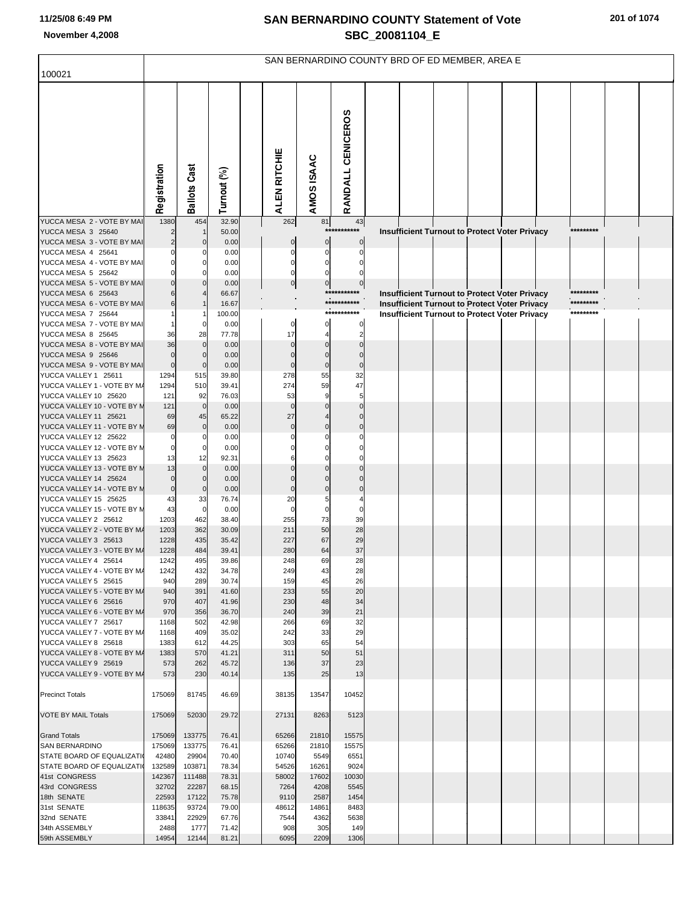SAN BERNARDINO COUNTY BRD OF ED MEMBER, AREA E

100021

| | Registration | Ballots Cast | Turnout (%) | ALEN RITCHIE | AMOS ISAAC | RANDALL CENICEROS |
|---|---|---|---|---|---|---|
| YUCCA MESA 2 - VOTE BY MAI | 1380 | 454 | 32.90 | 262 | 81 | 43 |
| YUCCA MESA 3 25640 | 2 | 1 | 50.00 | *********** Insufficient Turnout to Protect Voter Privacy ********* | | |
| YUCCA MESA 3 - VOTE BY MAI | 2 | 0 | 0.00 | 0 | 0 | 0 |
| YUCCA MESA 4 25641 | 0 | 0 | 0.00 | 0 | 0 | 0 |
| YUCCA MESA 4 - VOTE BY MAI | 0 | 0 | 0.00 | 0 | 0 | 0 |
| YUCCA MESA 5 25642 | 0 | 0 | 0.00 | 0 | 0 | 0 |
| YUCCA MESA 5 - VOTE BY MAI | 0 | 0 | 0.00 | 0 | 0 | 0 |
| YUCCA MESA 6 25643 | 6 | 4 | 66.67 | *********** Insufficient Turnout to Protect Voter Privacy ********* | | |
| YUCCA MESA 6 - VOTE BY MAI | 6 | 1 | 16.67 | *********** Insufficient Turnout to Protect Voter Privacy ********* | | |
| YUCCA MESA 7 25644 | 1 | 1 | 100.00 | *********** Insufficient Turnout to Protect Voter Privacy ********* | | |
| YUCCA MESA 7 - VOTE BY MAI | 1 | 0 | 0.00 | 0 | 0 | 0 |
| YUCCA MESA 8 25645 | 36 | 28 | 77.78 | 17 | 4 | 2 |
| YUCCA MESA 8 - VOTE BY MAI | 36 | 0 | 0.00 | 0 | 0 | 0 |
| YUCCA MESA 9 25646 | 0 | 0 | 0.00 | 0 | 0 | 0 |
| YUCCA MESA 9 - VOTE BY MAI | 0 | 0 | 0.00 | 0 | 0 | 0 |
| YUCCA VALLEY 1 25611 | 1294 | 515 | 39.80 | 278 | 55 | 32 |
| YUCCA VALLEY 1 - VOTE BY MA | 1294 | 510 | 39.41 | 274 | 59 | 47 |
| YUCCA VALLEY 10 25620 | 121 | 92 | 76.03 | 53 | 9 | 5 |
| YUCCA VALLEY 10 - VOTE BY M | 121 | 0 | 0.00 | 0 | 0 | 0 |
| YUCCA VALLEY 11 25621 | 69 | 45 | 65.22 | 27 | 4 | 0 |
| YUCCA VALLEY 11 - VOTE BY M | 69 | 0 | 0.00 | 0 | 0 | 0 |
| YUCCA VALLEY 12 25622 | 0 | 0 | 0.00 | 0 | 0 | 0 |
| YUCCA VALLEY 12 - VOTE BY M | 0 | 0 | 0.00 | 0 | 0 | 0 |
| YUCCA VALLEY 13 25623 | 13 | 12 | 92.31 | 6 | 0 | 0 |
| YUCCA VALLEY 13 - VOTE BY M | 13 | 0 | 0.00 | 0 | 0 | 0 |
| YUCCA VALLEY 14 25624 | 0 | 0 | 0.00 | 0 | 0 | 0 |
| YUCCA VALLEY 14 - VOTE BY M | 0 | 0 | 0.00 | 0 | 0 | 0 |
| YUCCA VALLEY 15 25625 | 43 | 33 | 76.74 | 20 | 5 | 4 |
| YUCCA VALLEY 15 - VOTE BY M | 43 | 0 | 0.00 | 0 | 0 | 0 |
| YUCCA VALLEY 2 25612 | 1203 | 462 | 38.40 | 255 | 73 | 39 |
| YUCCA VALLEY 2 - VOTE BY MA | 1203 | 362 | 30.09 | 211 | 50 | 28 |
| YUCCA VALLEY 3 25613 | 1228 | 435 | 35.42 | 227 | 67 | 29 |
| YUCCA VALLEY 3 - VOTE BY MA | 1228 | 484 | 39.41 | 280 | 64 | 37 |
| YUCCA VALLEY 4 25614 | 1242 | 495 | 39.86 | 248 | 69 | 28 |
| YUCCA VALLEY 4 - VOTE BY MA | 1242 | 432 | 34.78 | 249 | 43 | 28 |
| YUCCA VALLEY 5 25615 | 940 | 289 | 30.74 | 159 | 45 | 26 |
| YUCCA VALLEY 5 - VOTE BY MA | 940 | 391 | 41.60 | 233 | 55 | 20 |
| YUCCA VALLEY 6 25616 | 970 | 407 | 41.96 | 230 | 48 | 34 |
| YUCCA VALLEY 6 - VOTE BY MA | 970 | 356 | 36.70 | 240 | 39 | 21 |
| YUCCA VALLEY 7 25617 | 1168 | 502 | 42.98 | 266 | 69 | 32 |
| YUCCA VALLEY 7 - VOTE BY MA | 1168 | 409 | 35.02 | 242 | 33 | 29 |
| YUCCA VALLEY 8 25618 | 1383 | 612 | 44.25 | 303 | 65 | 54 |
| YUCCA VALLEY 8 - VOTE BY MA | 1383 | 570 | 41.21 | 311 | 50 | 51 |
| YUCCA VALLEY 9 25619 | 573 | 262 | 45.72 | 136 | 37 | 23 |
| YUCCA VALLEY 9 - VOTE BY MA | 573 | 230 | 40.14 | 135 | 25 | 13 |
| Precinct Totals | 175069 | 81745 | 46.69 | 38135 | 13547 | 10452 |
| VOTE BY MAIL Totals | 175069 | 52030 | 29.72 | 27131 | 8263 | 5123 |
| Grand Totals | 175069 | 133775 | 76.41 | 65266 | 21810 | 15575 |
| SAN BERNARDINO | 175069 | 133775 | 76.41 | 65266 | 21810 | 15575 |
| STATE BOARD OF EQUALIZATI | 42480 | 29904 | 70.40 | 10740 | 5549 | 6551 |
| STATE BOARD OF EQUALIZATI | 132589 | 103871 | 78.34 | 54526 | 16261 | 9024 |
| 41st CONGRESS | 142367 | 111488 | 78.31 | 58002 | 17602 | 10030 |
| 43rd CONGRESS | 32702 | 22287 | 68.15 | 7264 | 4208 | 5545 |
| 18th SENATE | 22593 | 17122 | 75.78 | 9110 | 2587 | 1454 |
| 31st SENATE | 118635 | 93724 | 79.00 | 48612 | 14861 | 8483 |
| 32nd SENATE | 33841 | 22929 | 67.76 | 7544 | 4362 | 5638 |
| 34th ASSEMBLY | 2488 | 1777 | 71.42 | 908 | 305 | 149 |
| 59th ASSEMBLY | 14954 | 12144 | 81.21 | 6095 | 2209 | 1306 |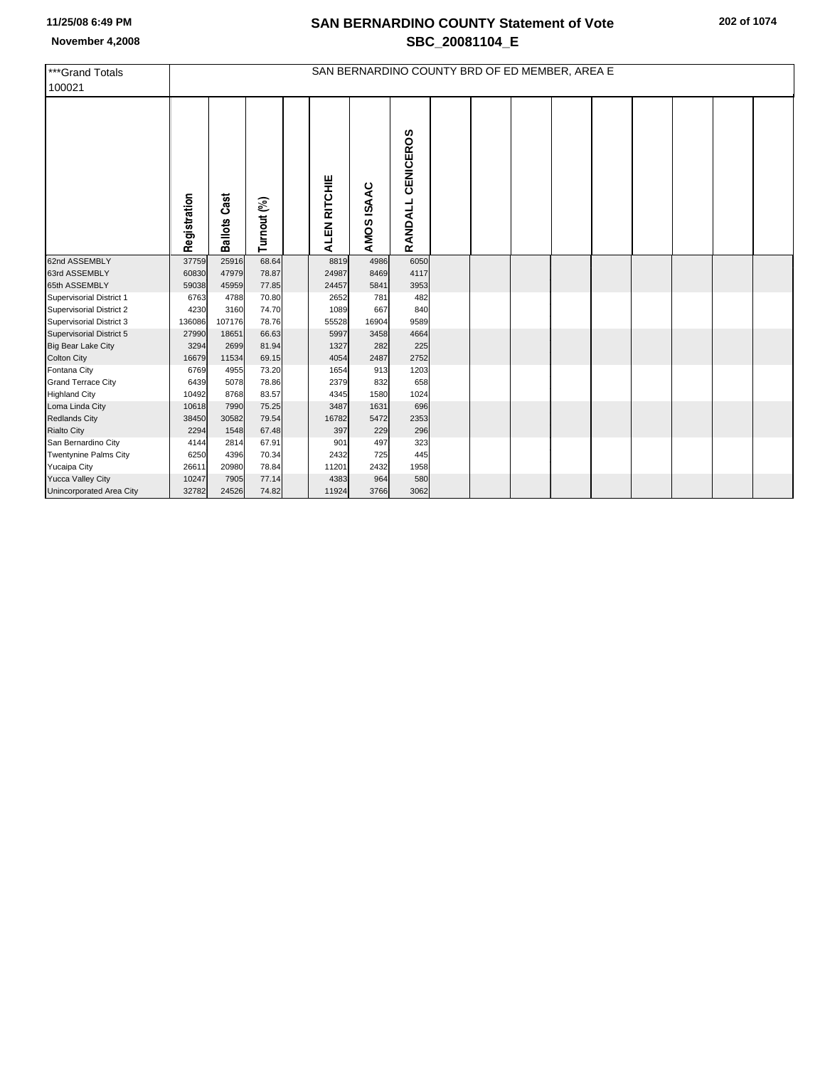| ***Grand Totals 100021 | SAN BERNARDINO COUNTY BRD OF ED MEMBER, AREA E | | | | | | |
|---|---|---|---|---|---|---|---|
| | Registration | Ballots Cast | Turnout (%) | | ALEN RITCHIE | AMOS ISAAC | RANDALL CENICEROS |
| 62nd ASSEMBLY | 37759 | 25916 | 68.64 | | 8819 | 4986 | 6050 |
| 63rd ASSEMBLY | 60830 | 47979 | 78.87 | | 24987 | 8469 | 4117 |
| 65th ASSEMBLY | 59038 | 45959 | 77.85 | | 24457 | 5841 | 3953 |
| Supervisorial District 1 | 6763 | 4788 | 70.80 | | 2652 | 781 | 482 |
| Supervisorial District 2 | 4230 | 3160 | 74.70 | | 1089 | 667 | 840 |
| Supervisorial District 3 | 136086 | 107176 | 78.76 | | 55528 | 16904 | 9589 |
| Supervisorial District 5 | 27990 | 18651 | 66.63 | | 5997 | 3458 | 4664 |
| Big Bear Lake City | 3294 | 2699 | 81.94 | | 1327 | 282 | 225 |
| Colton City | 16679 | 11534 | 69.15 | | 4054 | 2487 | 2752 |
| Fontana City | 6769 | 4955 | 73.20 | | 1654 | 913 | 1203 |
| Grand Terrace City | 6439 | 5078 | 78.86 | | 2379 | 832 | 658 |
| Highland City | 10492 | 8768 | 83.57 | | 4345 | 1580 | 1024 |
| Loma Linda City | 10618 | 7990 | 75.25 | | 3487 | 1631 | 696 |
| Redlands City | 38450 | 30582 | 79.54 | | 16782 | 5472 | 2353 |
| Rialto City | 2294 | 1548 | 67.48 | | 397 | 229 | 296 |
| San Bernardino City | 4144 | 2814 | 67.91 | | 901 | 497 | 323 |
| Twentynine Palms City | 6250 | 4396 | 70.34 | | 2432 | 725 | 445 |
| Yucaipa City | 26611 | 20980 | 78.84 | | 11201 | 2432 | 1958 |
| Yucca Valley City | 10247 | 7905 | 77.14 | | 4383 | 964 | 580 |
| Unincorporated Area City | 32782 | 24526 | 74.82 | | 11924 | 3766 | 3062 |